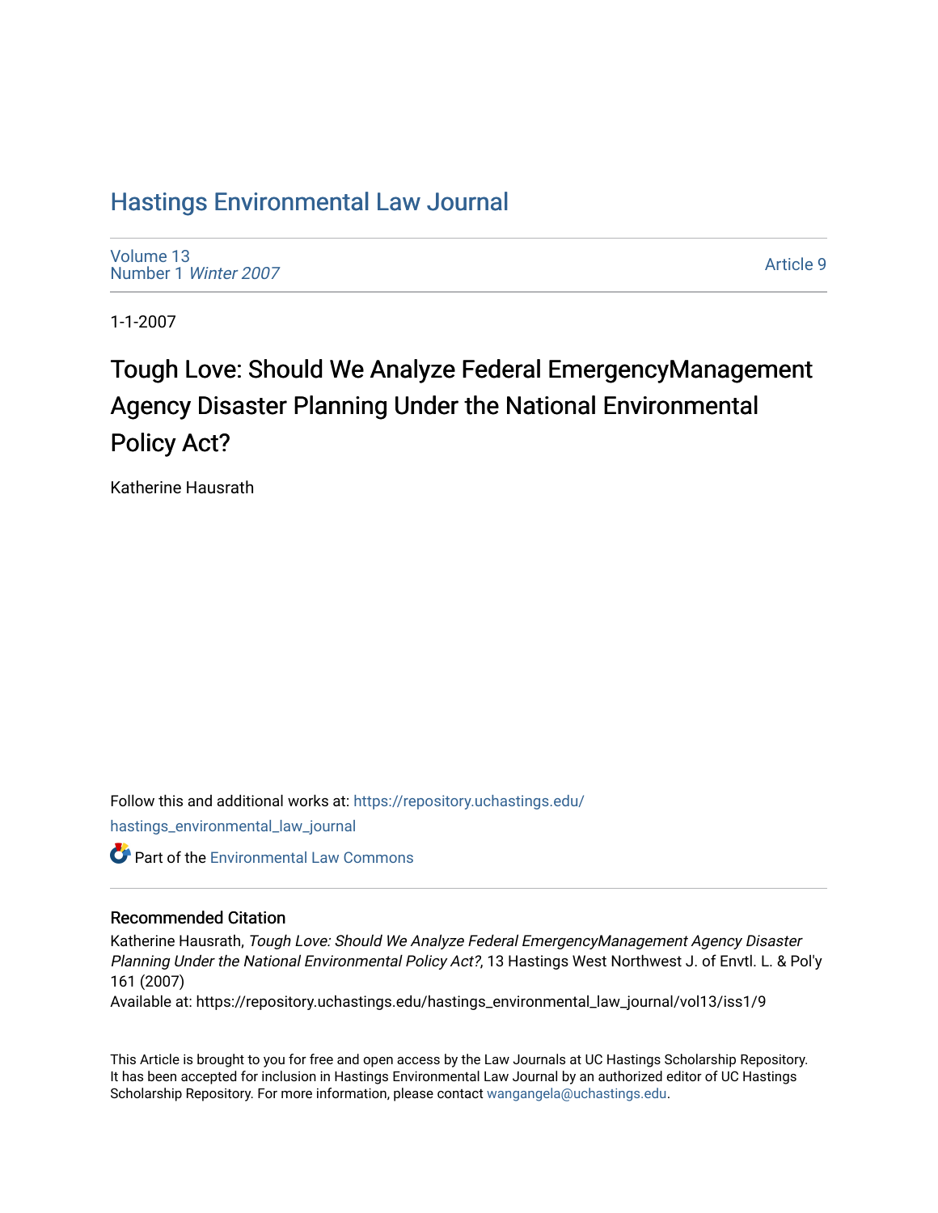# Hastings Environmental Law Journal

Volume 13
Number 1 *Winter 2007*

Article 9

1-1-2007

## Tough Love: Should We Analyze Federal EmergencyManagement Agency Disaster Planning Under the National Environmental Policy Act?

Katherine Hausrath

Follow this and additional works at: https://repository.uchastings.edu/hastings_environmental_law_journal

Part of the Environmental Law Commons

### Recommended Citation

Katherine Hausrath, *Tough Love: Should We Analyze Federal EmergencyManagement Agency Disaster Planning Under the National Environmental Policy Act?*, 13 Hastings West Northwest J. of Envtl. L. & Pol'y 161 (2007)

Available at: https://repository.uchastings.edu/hastings_environmental_law_journal/vol13/iss1/9

This Article is brought to you for free and open access by the Law Journals at UC Hastings Scholarship Repository. It has been accepted for inclusion in Hastings Environmental Law Journal by an authorized editor of UC Hastings Scholarship Repository. For more information, please contact wangangela@uchastings.edu.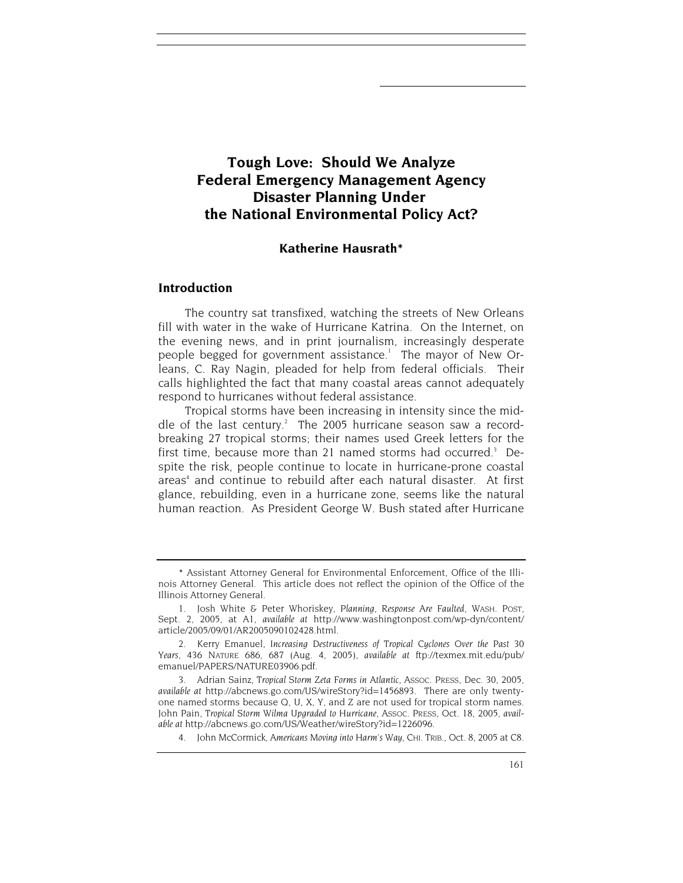# Tough Love: Should We Analyze Federal Emergency Management Agency Disaster Planning Under the National Environmental Policy Act?

**Katherine Hausrath***

## Introduction

The country sat transfixed, watching the streets of New Orleans fill with water in the wake of Hurricane Katrina. On the Internet, on the evening news, and in print journalism, increasingly desperate people begged for government assistance.[1] The mayor of New Orleans, C. Ray Nagin, pleaded for help from federal officials. Their calls highlighted the fact that many coastal areas cannot adequately respond to hurricanes without federal assistance.

Tropical storms have been increasing in intensity since the middle of the last century.[2] The 2005 hurricane season saw a record-breaking 27 tropical storms; their names used Greek letters for the first time, because more than 21 named storms had occurred.[3] Despite the risk, people continue to locate in hurricane-prone coastal areas[4] and continue to rebuild after each natural disaster. At first glance, rebuilding, even in a hurricane zone, seems like the natural human reaction. As President George W. Bush stated after Hurricane

---

\* Assistant Attorney General for Environmental Enforcement, Office of the Illinois Attorney General. This article does not reflect the opinion of the Office of the Illinois Attorney General.

1. Josh White & Peter Whoriskey, *Planning, Response Are Faulted*, WASH. POST, Sept. 2, 2005, at A1, *available at* http://www.washingtonpost.com/wp-dyn/content/article/2005/09/01/AR2005090102428.html.

2. Kerry Emanuel, *Increasing Destructiveness of Tropical Cyclones Over the Past 30 Years*, 436 NATURE 686, 687 (Aug. 4, 2005), *available at* ftp://texmex.mit.edu/pub/emanuel/PAPERS/NATURE03906.pdf.

3. Adrian Sainz, *Tropical Storm Zeta Forms in Atlantic*, ASSOC. PRESS, Dec. 30, 2005, *available at* http://abcnews.go.com/US/wireStory?id=1456893. There are only twenty-one named storms because Q, U, X, Y, and Z are not used for tropical storm names. John Pain, *Tropical Storm Wilma Upgraded to Hurricane*, ASSOC. PRESS, Oct. 18, 2005, *available at* http://abcnews.go.com/US/Weather/wireStory?id=1226096.

4. John McCormick, *Americans Moving into Harm's Way*, CHI. TRIB., Oct. 8, 2005 at C8.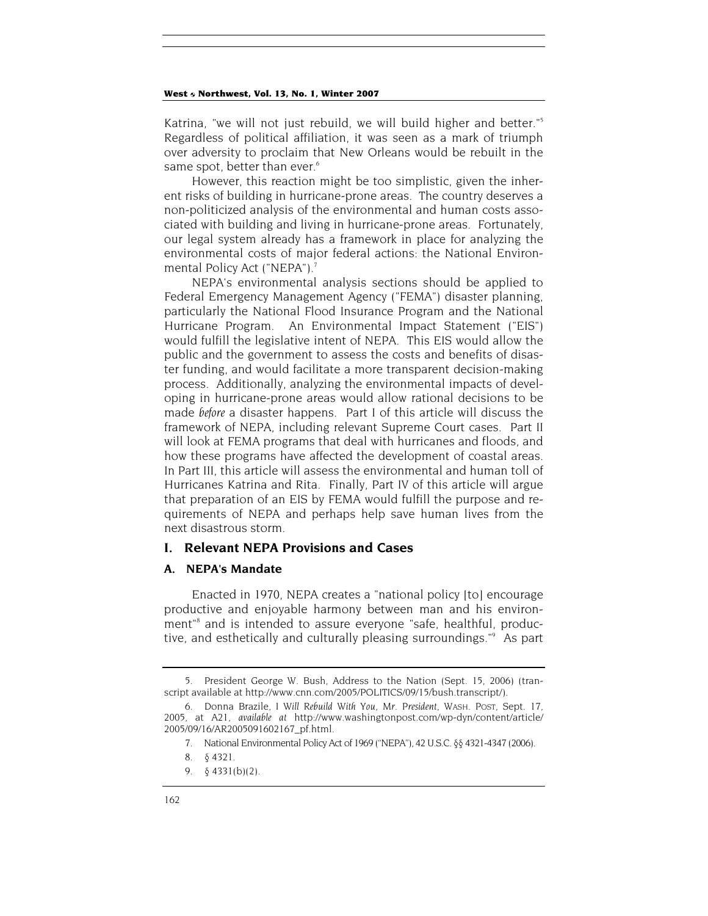Katrina, "we will not just rebuild, we will build higher and better."[5] Regardless of political affiliation, it was seen as a mark of triumph over adversity to proclaim that New Orleans would be rebuilt in the same spot, better than ever.[6]

However, this reaction might be too simplistic, given the inherent risks of building in hurricane-prone areas. The country deserves a non-politicized analysis of the environmental and human costs associated with building and living in hurricane-prone areas. Fortunately, our legal system already has a framework in place for analyzing the environmental costs of major federal actions: the National Environmental Policy Act ("NEPA").[7]

NEPA's environmental analysis sections should be applied to Federal Emergency Management Agency ("FEMA") disaster planning, particularly the National Flood Insurance Program and the National Hurricane Program. An Environmental Impact Statement ("EIS") would fulfill the legislative intent of NEPA. This EIS would allow the public and the government to assess the costs and benefits of disaster funding, and would facilitate a more transparent decision-making process. Additionally, analyzing the environmental impacts of developing in hurricane-prone areas would allow rational decisions to be made *before* a disaster happens. Part I of this article will discuss the framework of NEPA, including relevant Supreme Court cases. Part II will look at FEMA programs that deal with hurricanes and floods, and how these programs have affected the development of coastal areas. In Part III, this article will assess the environmental and human toll of Hurricanes Katrina and Rita. Finally, Part IV of this article will argue that preparation of an EIS by FEMA would fulfill the purpose and requirements of NEPA and perhaps help save human lives from the next disastrous storm.

## I. Relevant NEPA Provisions and Cases

### A. NEPA's Mandate

Enacted in 1970, NEPA creates a "national policy [to] encourage productive and enjoyable harmony between man and his environment"[8] and is intended to assure everyone "safe, healthful, productive, and esthetically and culturally pleasing surroundings."[9] As part

---

5. President George W. Bush, Address to the Nation (Sept. 15, 2006) (transcript available at http://www.cnn.com/2005/POLITICS/09/15/bush.transcript/).

6. Donna Brazile, *I Will Rebuild With You, Mr. President*, WASH. POST, Sept. 17, 2005, at A21, *available at* http://www.washingtonpost.com/wp-dyn/content/article/2005/09/16/AR2005091602167_pf.html.

7. National Environmental Policy Act of 1969 ("NEPA"), 42 U.S.C. §§ 4321-4347 (2006).

8. § 4321.

9. § 4331(b)(2).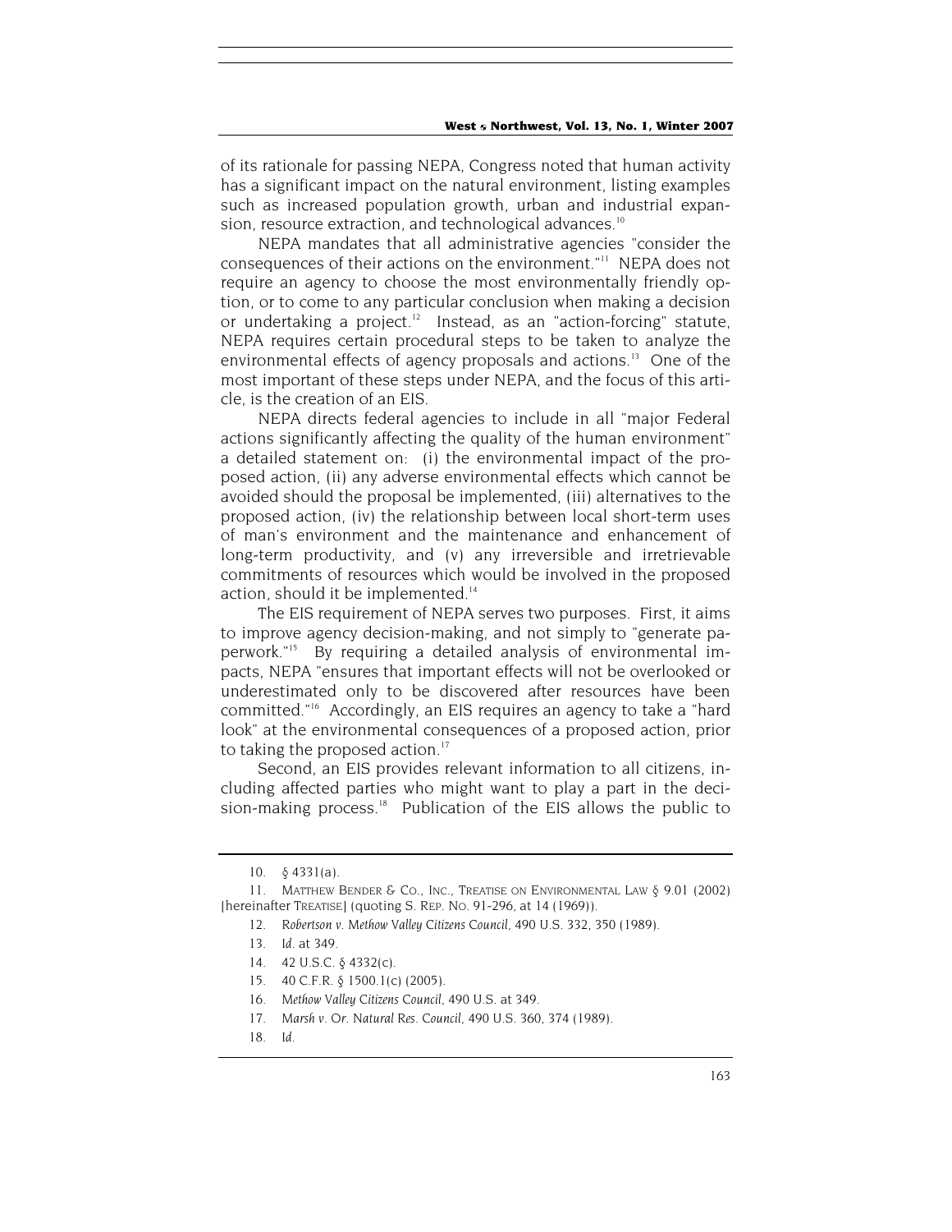of its rationale for passing NEPA, Congress noted that human activity has a significant impact on the natural environment, listing examples such as increased population growth, urban and industrial expansion, resource extraction, and technological advances.[10]

NEPA mandates that all administrative agencies "consider the consequences of their actions on the environment."[11] NEPA does not require an agency to choose the most environmentally friendly option, or to come to any particular conclusion when making a decision or undertaking a project.[12] Instead, as an "action-forcing" statute, NEPA requires certain procedural steps to be taken to analyze the environmental effects of agency proposals and actions.[13] One of the most important of these steps under NEPA, and the focus of this article, is the creation of an EIS.

NEPA directs federal agencies to include in all "major Federal actions significantly affecting the quality of the human environment" a detailed statement on: (i) the environmental impact of the proposed action, (ii) any adverse environmental effects which cannot be avoided should the proposal be implemented, (iii) alternatives to the proposed action, (iv) the relationship between local short-term uses of man's environment and the maintenance and enhancement of long-term productivity, and (v) any irreversible and irretrievable commitments of resources which would be involved in the proposed action, should it be implemented.[14]

The EIS requirement of NEPA serves two purposes. First, it aims to improve agency decision-making, and not simply to "generate paperwork."[15] By requiring a detailed analysis of environmental impacts, NEPA "ensures that important effects will not be overlooked or underestimated only to be discovered after resources have been committed."[16] Accordingly, an EIS requires an agency to take a "hard look" at the environmental consequences of a proposed action, prior to taking the proposed action.[17]

Second, an EIS provides relevant information to all citizens, including affected parties who might want to play a part in the decision-making process.[18] Publication of the EIS allows the public to

---

10. § 4331(a).

11. MATTHEW BENDER & CO., INC., TREATISE ON ENVIRONMENTAL LAW § 9.01 (2002) [hereinafter TREATISE] (quoting S. REP. NO. 91-296, at 14 (1969)).

12. *Robertson v. Methow Valley Citizens Council*, 490 U.S. 332, 350 (1989).

13. *Id.* at 349.

14. 42 U.S.C. § 4332(c).

15. 40 C.F.R. § 1500.1(c) (2005).

16. *Methow Valley Citizens Council*, 490 U.S. at 349.

17. *Marsh v. Or. Natural Res. Council*, 490 U.S. 360, 374 (1989).

18. *Id.*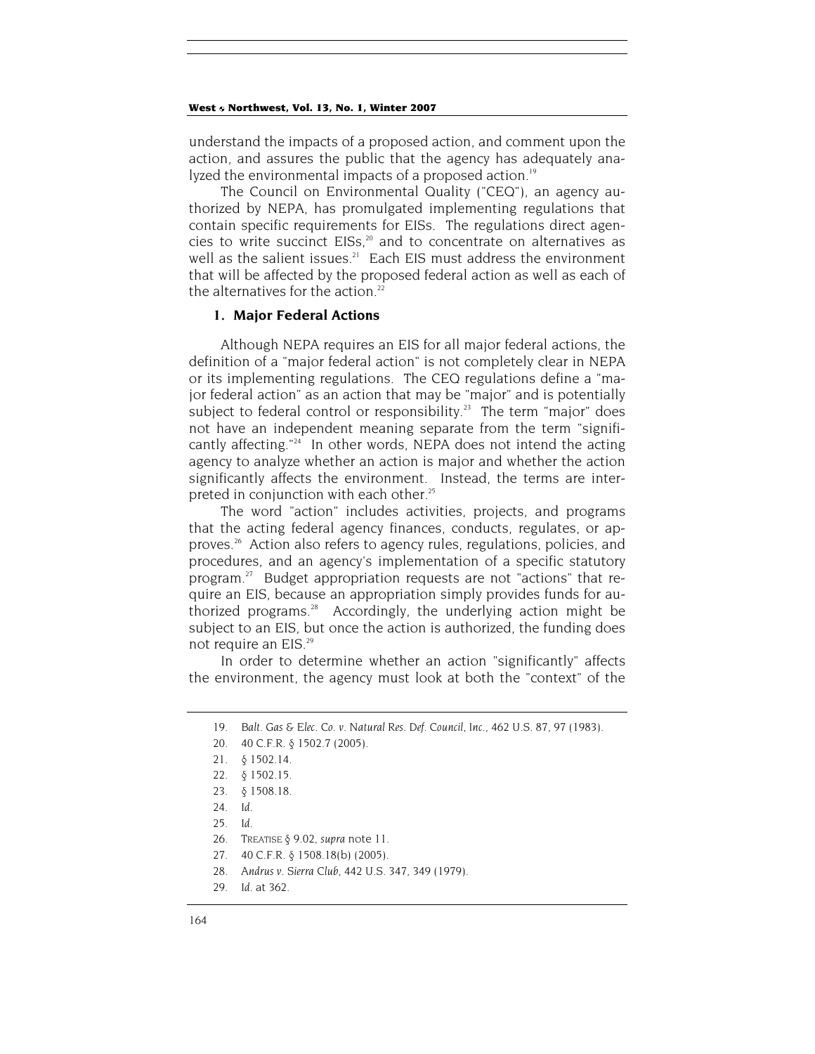understand the impacts of a proposed action, and comment upon the action, and assures the public that the agency has adequately analyzed the environmental impacts of a proposed action.[19]

The Council on Environmental Quality ("CEQ"), an agency authorized by NEPA, has promulgated implementing regulations that contain specific requirements for EISs. The regulations direct agencies to write succinct EISs,[20] and to concentrate on alternatives as well as the salient issues.[21] Each EIS must address the environment that will be affected by the proposed federal action as well as each of the alternatives for the action.[22]

### 1. Major Federal Actions

Although NEPA requires an EIS for all major federal actions, the definition of a "major federal action" is not completely clear in NEPA or its implementing regulations. The CEQ regulations define a "major federal action" as an action that may be "major" and is potentially subject to federal control or responsibility.[23] The term "major" does not have an independent meaning separate from the term "significantly affecting."[24] In other words, NEPA does not intend the acting agency to analyze whether an action is major and whether the action significantly affects the environment. Instead, the terms are interpreted in conjunction with each other.[25]

The word "action" includes activities, projects, and programs that the acting federal agency finances, conducts, regulates, or approves.[26] Action also refers to agency rules, regulations, policies, and procedures, and an agency's implementation of a specific statutory program.[27] Budget appropriation requests are not "actions" that require an EIS, because an appropriation simply provides funds for authorized programs.[28] Accordingly, the underlying action might be subject to an EIS, but once the action is authorized, the funding does not require an EIS.[29]

In order to determine whether an action "significantly" affects the environment, the agency must look at both the "context" of the

---

19. *Balt. Gas & Elec. Co. v. Natural Res. Def. Council, Inc.*, 462 U.S. 87, 97 (1983).
20. 40 C.F.R. § 1502.7 (2005).
21. § 1502.14.
22. § 1502.15.
23. § 1508.18.
24. *Id.*
25. *Id.*
26. TREATISE § 9.02, *supra* note 11.
27. 40 C.F.R. § 1508.18(b) (2005).
28. *Andrus v. Sierra Club*, 442 U.S. 347, 349 (1979).
29. *Id.* at 362.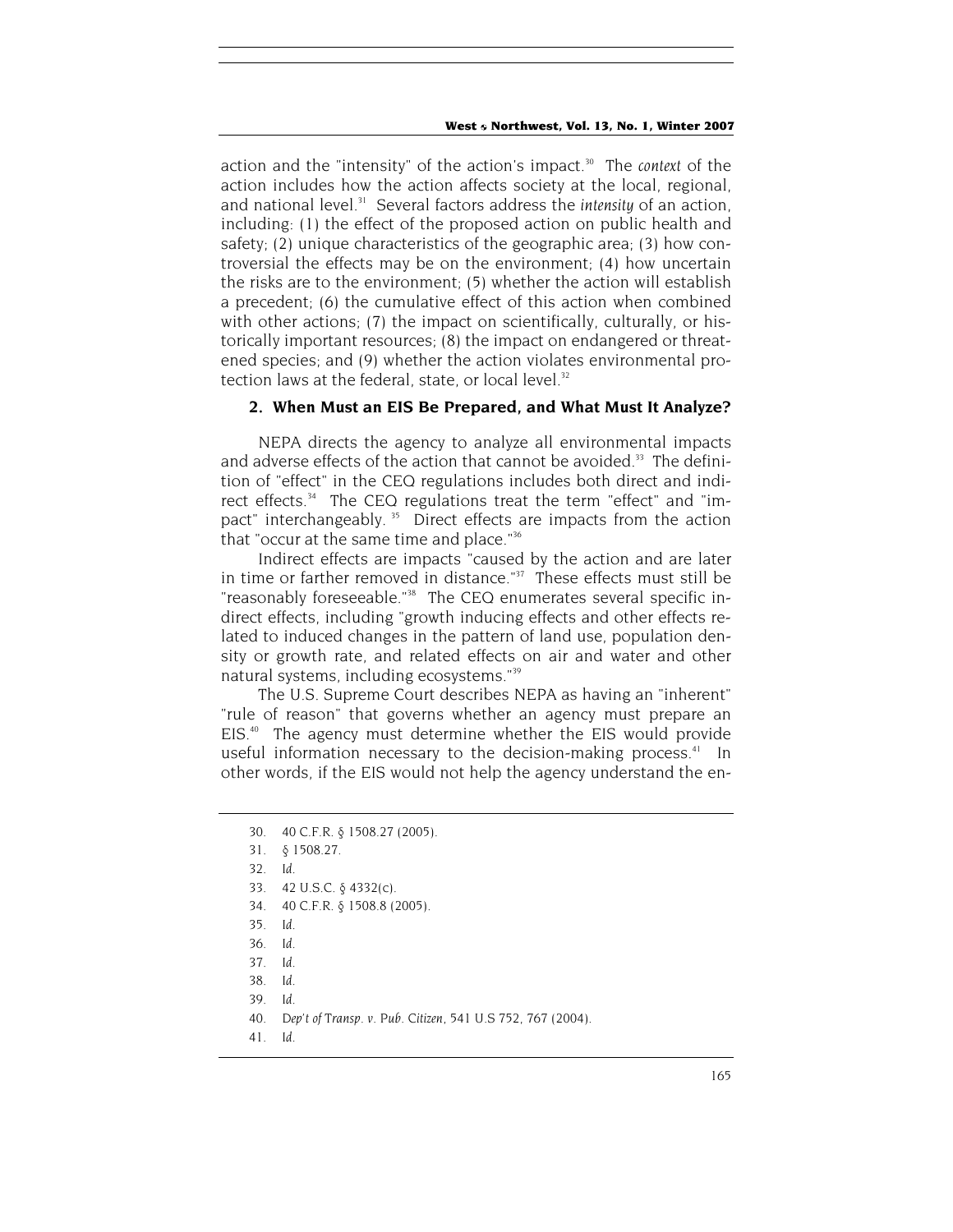action and the "intensity" of the action's impact.[30] The *context* of the action includes how the action affects society at the local, regional, and national level.[31] Several factors address the *intensity* of an action, including: (1) the effect of the proposed action on public health and safety; (2) unique characteristics of the geographic area; (3) how controversial the effects may be on the environment; (4) how uncertain the risks are to the environment; (5) whether the action will establish a precedent; (6) the cumulative effect of this action when combined with other actions; (7) the impact on scientifically, culturally, or historically important resources; (8) the impact on endangered or threatened species; and (9) whether the action violates environmental protection laws at the federal, state, or local level.[32]

### 2. When Must an EIS Be Prepared, and What Must It Analyze?

NEPA directs the agency to analyze all environmental impacts and adverse effects of the action that cannot be avoided.[33] The definition of "effect" in the CEQ regulations includes both direct and indirect effects.[34] The CEQ regulations treat the term "effect" and "impact" interchangeably.[35] Direct effects are impacts from the action that "occur at the same time and place."[36]

Indirect effects are impacts "caused by the action and are later in time or farther removed in distance."[37] These effects must still be "reasonably foreseeable."[38] The CEQ enumerates several specific indirect effects, including "growth inducing effects and other effects related to induced changes in the pattern of land use, population density or growth rate, and related effects on air and water and other natural systems, including ecosystems."[39]

The U.S. Supreme Court describes NEPA as having an "inherent" "rule of reason" that governs whether an agency must prepare an EIS.[40] The agency must determine whether the EIS would provide useful information necessary to the decision-making process.[41] In other words, if the EIS would not help the agency understand the en-

---

30. 40 C.F.R. § 1508.27 (2005).
31. § 1508.27.
32. *Id.*
33. 42 U.S.C. § 4332(c).
34. 40 C.F.R. § 1508.8 (2005).
35. *Id.*
36. *Id.*
37. *Id.*
38. *Id.*
39. *Id.*
40. *Dep't of Transp. v. Pub. Citizen*, 541 U.S 752, 767 (2004).
41. *Id.*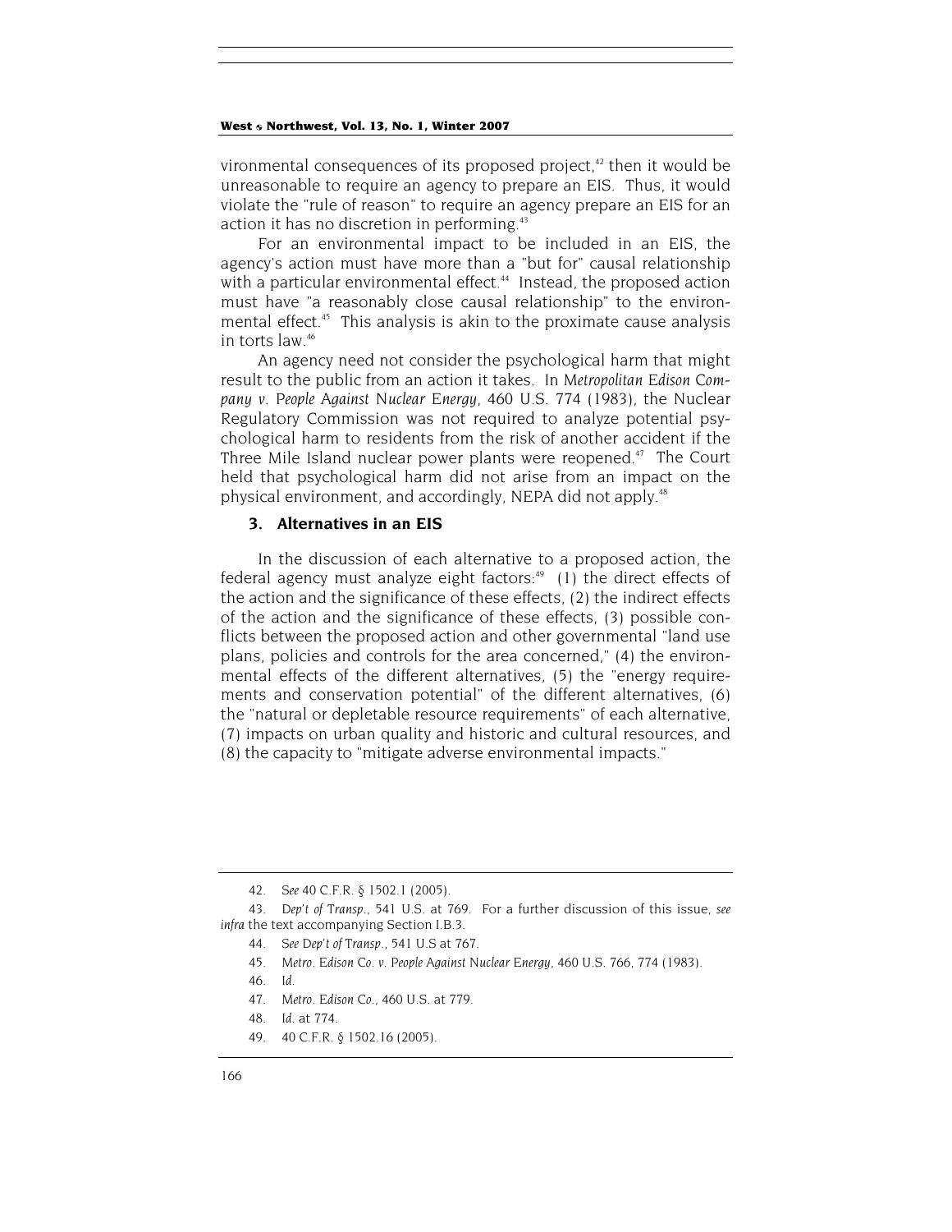vironmental consequences of its proposed project,[42] then it would be unreasonable to require an agency to prepare an EIS. Thus, it would violate the "rule of reason" to require an agency prepare an EIS for an action it has no discretion in performing.[43]

For an environmental impact to be included in an EIS, the agency's action must have more than a "but for" causal relationship with a particular environmental effect.[44] Instead, the proposed action must have "a reasonably close causal relationship" to the environmental effect.[45] This analysis is akin to the proximate cause analysis in torts law.[46]

An agency need not consider the psychological harm that might result to the public from an action it takes. In *Metropolitan Edison Company v. People Against Nuclear Energy*, 460 U.S. 774 (1983), the Nuclear Regulatory Commission was not required to analyze potential psychological harm to residents from the risk of another accident if the Three Mile Island nuclear power plants were reopened.[47] The Court held that psychological harm did not arise from an impact on the physical environment, and accordingly, NEPA did not apply.[48]

### 3. Alternatives in an EIS

In the discussion of each alternative to a proposed action, the federal agency must analyze eight factors:[49] (1) the direct effects of the action and the significance of these effects, (2) the indirect effects of the action and the significance of these effects, (3) possible conflicts between the proposed action and other governmental "land use plans, policies and controls for the area concerned," (4) the environmental effects of the different alternatives, (5) the "energy requirements and conservation potential" of the different alternatives, (6) the "natural or depletable resource requirements" of each alternative, (7) impacts on urban quality and historic and cultural resources, and (8) the capacity to "mitigate adverse environmental impacts."

---

42. *See* 40 C.F.R. § 1502.1 (2005).

43. *Dep't of Transp.*, 541 U.S. at 769. For a further discussion of this issue, *see infra* the text accompanying Section I.B.3.

44. *See Dep't of Transp.*, 541 U.S at 767.

45. *Metro. Edison Co. v. People Against Nuclear Energy*, 460 U.S. 766, 774 (1983).

46. *Id.*

47. *Metro. Edison Co.*, 460 U.S. at 779.

48. *Id.* at 774.

49. 40 C.F.R. § 1502.16 (2005).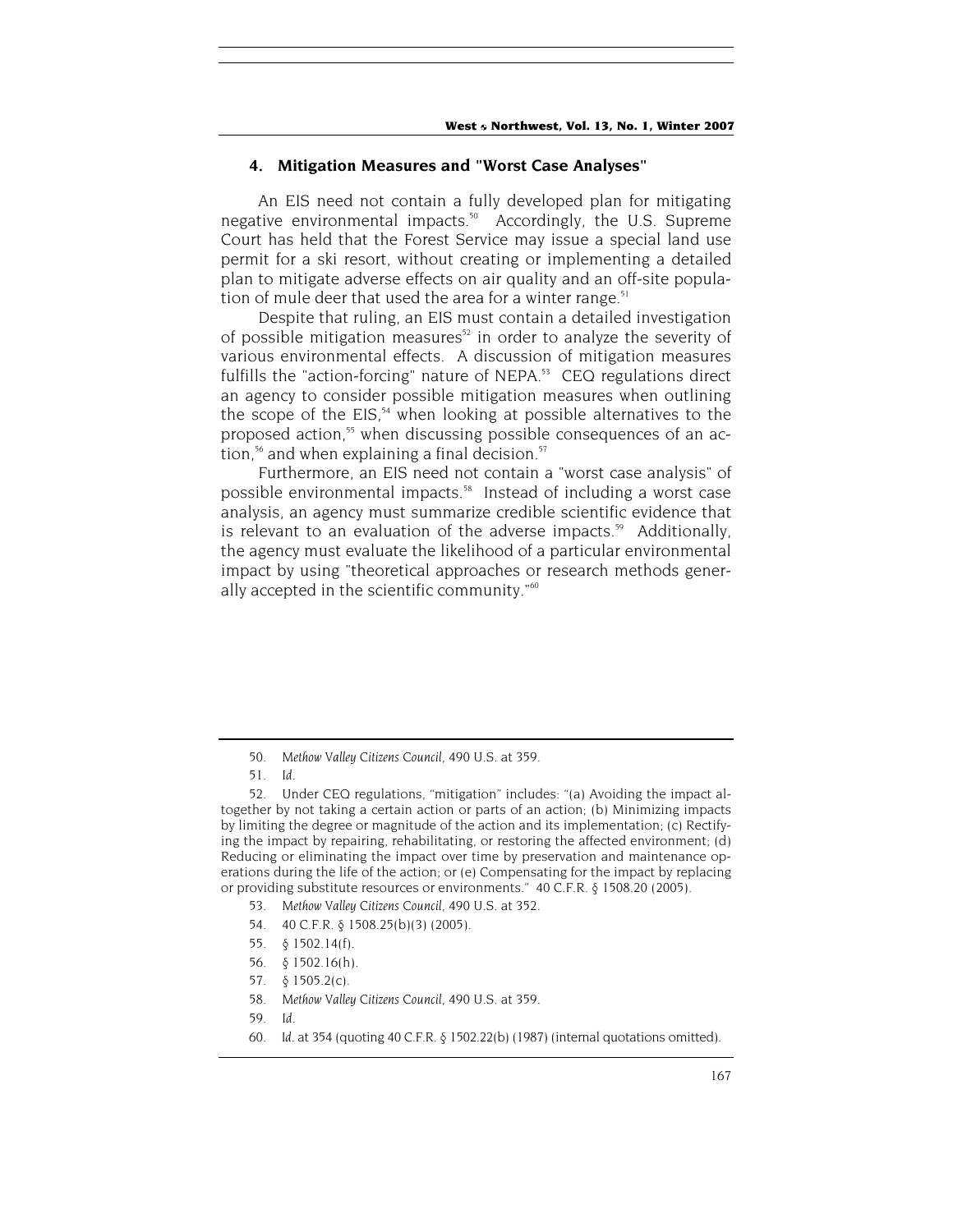### 4. Mitigation Measures and "Worst Case Analyses"

An EIS need not contain a fully developed plan for mitigating negative environmental impacts.[50] Accordingly, the U.S. Supreme Court has held that the Forest Service may issue a special land use permit for a ski resort, without creating or implementing a detailed plan to mitigate adverse effects on air quality and an off-site population of mule deer that used the area for a winter range.[51]

Despite that ruling, an EIS must contain a detailed investigation of possible mitigation measures[52] in order to analyze the severity of various environmental effects. A discussion of mitigation measures fulfills the "action-forcing" nature of NEPA.[53] CEQ regulations direct an agency to consider possible mitigation measures when outlining the scope of the EIS,[54] when looking at possible alternatives to the proposed action,[55] when discussing possible consequences of an action,[56] and when explaining a final decision.[57]

Furthermore, an EIS need not contain a "worst case analysis" of possible environmental impacts.[58] Instead of including a worst case analysis, an agency must summarize credible scientific evidence that is relevant to an evaluation of the adverse impacts.[59] Additionally, the agency must evaluate the likelihood of a particular environmental impact by using "theoretical approaches or research methods generally accepted in the scientific community."[60]

---

50. *Methow Valley Citizens Council*, 490 U.S. at 359.

51. *Id.*

52. Under CEQ regulations, "mitigation" includes: "(a) Avoiding the impact altogether by not taking a certain action or parts of an action; (b) Minimizing impacts by limiting the degree or magnitude of the action and its implementation; (c) Rectifying the impact by repairing, rehabilitating, or restoring the affected environment; (d) Reducing or eliminating the impact over time by preservation and maintenance operations during the life of the action; or (e) Compensating for the impact by replacing or providing substitute resources or environments." 40 C.F.R. § 1508.20 (2005).

53. *Methow Valley Citizens Council*, 490 U.S. at 352.

54. 40 C.F.R. § 1508.25(b)(3) (2005).

55. § 1502.14(f).

56. § 1502.16(h).

57. § 1505.2(c).

58. *Methow Valley Citizens Council*, 490 U.S. at 359.

59. *Id.*

60. *Id.* at 354 (quoting 40 C.F.R. § 1502.22(b) (1987) (internal quotations omitted).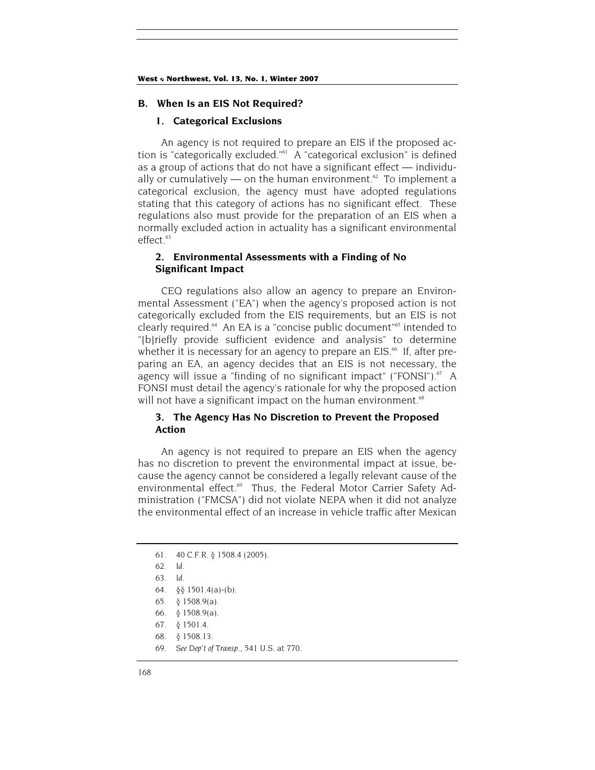## B. When Is an EIS Not Required?

### 1. Categorical Exclusions

An agency is not required to prepare an EIS if the proposed action is "categorically excluded."[61] A "categorical exclusion" is defined as a group of actions that do not have a significant effect — individually or cumulatively — on the human environment.[62] To implement a categorical exclusion, the agency must have adopted regulations stating that this category of actions has no significant effect. These regulations also must provide for the preparation of an EIS when a normally excluded action in actuality has a significant environmental effect.[63]

### 2. Environmental Assessments with a Finding of No Significant Impact

CEQ regulations also allow an agency to prepare an Environmental Assessment ("EA") when the agency's proposed action is not categorically excluded from the EIS requirements, but an EIS is not clearly required.[64] An EA is a "concise public document"[65] intended to "[b]riefly provide sufficient evidence and analysis" to determine whether it is necessary for an agency to prepare an EIS.[66] If, after preparing an EA, an agency decides that an EIS is not necessary, the agency will issue a "finding of no significant impact" ("FONSI").[67] A FONSI must detail the agency's rationale for why the proposed action will not have a significant impact on the human environment.[68]

### 3. The Agency Has No Discretion to Prevent the Proposed Action

An agency is not required to prepare an EIS when the agency has no discretion to prevent the environmental impact at issue, because the agency cannot be considered a legally relevant cause of the environmental effect.[69] Thus, the Federal Motor Carrier Safety Administration ("FMCSA") did not violate NEPA when it did not analyze the environmental effect of an increase in vehicle traffic after Mexican

---

61. 40 C.F.R. § 1508.4 (2005).
62. *Id.*
63. *Id.*
64. §§ 1501.4(a)-(b).
65. § 1508.9(a).
66. § 1508.9(a).
67. § 1501.4.
68. § 1508.13.
69. *See Dep't of Transp.*, 541 U.S. at 770.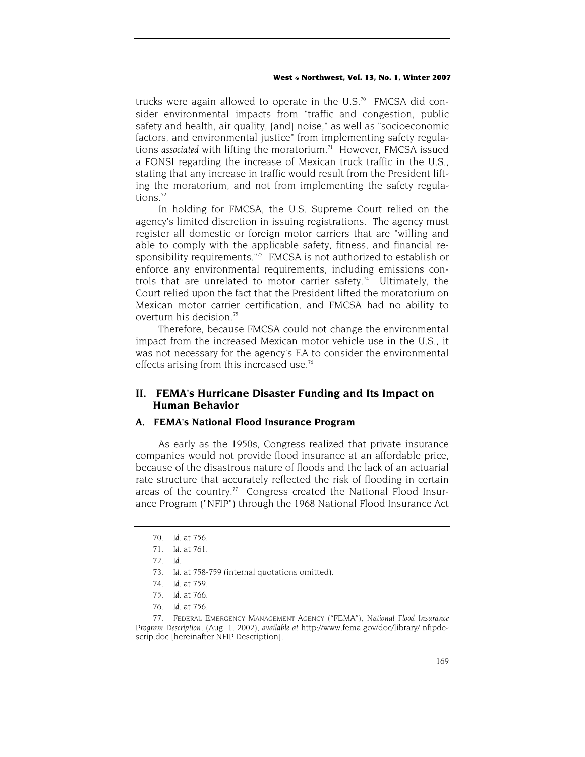trucks were again allowed to operate in the U.S.[70] FMCSA did consider environmental impacts from "traffic and congestion, public safety and health, air quality, [and] noise," as well as "socioeconomic factors, and environmental justice" from implementing safety regulations *associated* with lifting the moratorium.[71] However, FMCSA issued a FONSI regarding the increase of Mexican truck traffic in the U.S., stating that any increase in traffic would result from the President lifting the moratorium, and not from implementing the safety regulations.[72]

In holding for FMCSA, the U.S. Supreme Court relied on the agency's limited discretion in issuing registrations. The agency must register all domestic or foreign motor carriers that are "willing and able to comply with the applicable safety, fitness, and financial responsibility requirements."[73] FMCSA is not authorized to establish or enforce any environmental requirements, including emissions controls that are unrelated to motor carrier safety.[74] Ultimately, the Court relied upon the fact that the President lifted the moratorium on Mexican motor carrier certification, and FMCSA had no ability to overturn his decision.[75]

Therefore, because FMCSA could not change the environmental impact from the increased Mexican motor vehicle use in the U.S., it was not necessary for the agency's EA to consider the environmental effects arising from this increased use.[76]

## II. FEMA's Hurricane Disaster Funding and Its Impact on Human Behavior

### A. FEMA's National Flood Insurance Program

As early as the 1950s, Congress realized that private insurance companies would not provide flood insurance at an affordable price, because of the disastrous nature of floods and the lack of an actuarial rate structure that accurately reflected the risk of flooding in certain areas of the country.[77] Congress created the National Flood Insurance Program ("NFIP") through the 1968 National Flood Insurance Act

---

70. *Id.* at 756.

71. *Id.* at 761.

72. *Id.*

73. *Id.* at 758-759 (internal quotations omitted).

74. *Id.* at 759.

75. *Id.* at 766.

76. *Id.* at 756.

77. FEDERAL EMERGENCY MANAGEMENT AGENCY ("FEMA"), *National Flood Insurance Program Description*, (Aug. 1, 2002), *available at* http://www.fema.gov/doc/library/ nfipdescrip.doc [hereinafter NFIP Description].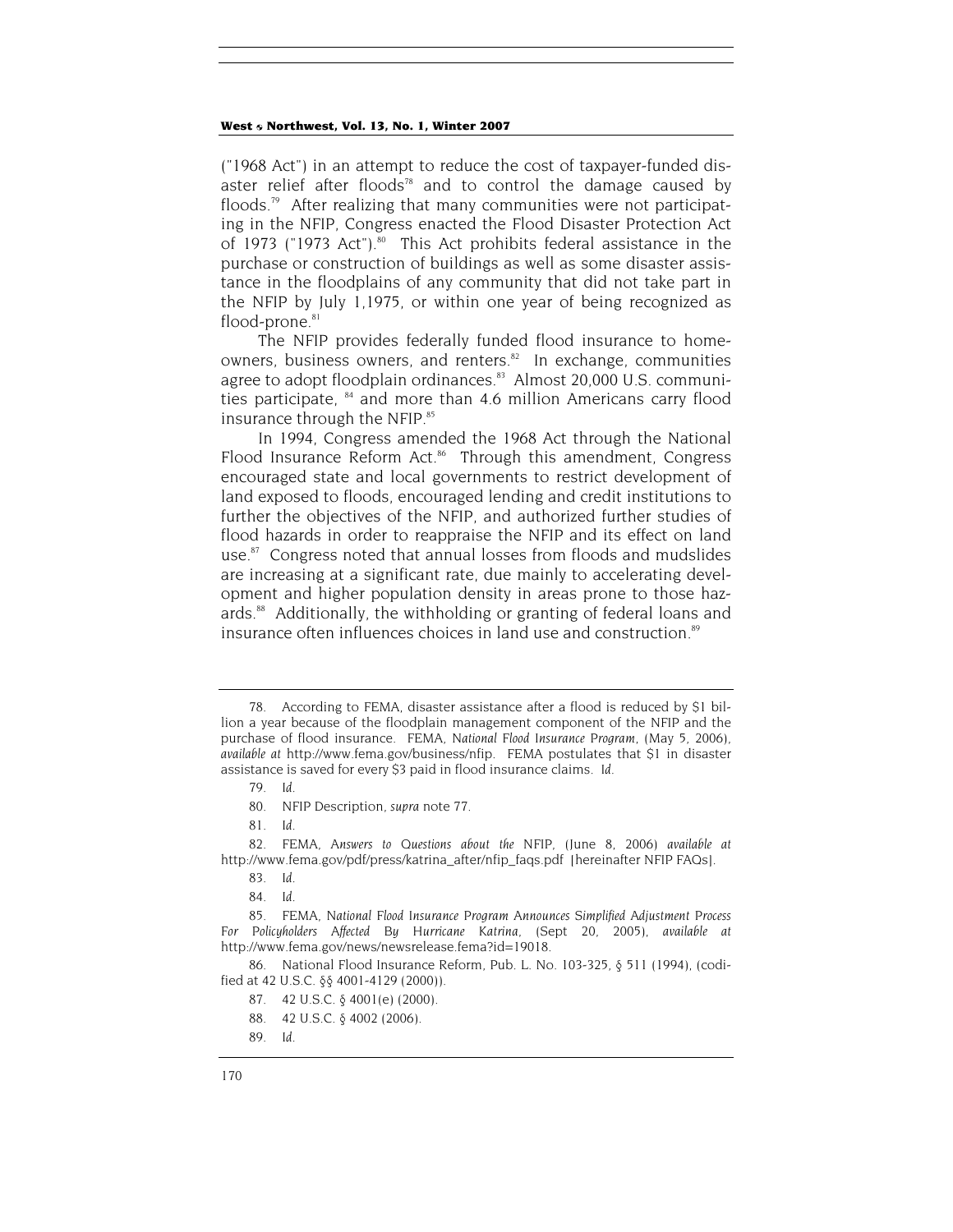("1968 Act") in an attempt to reduce the cost of taxpayer-funded disaster relief after floods[78] and to control the damage caused by floods.[79] After realizing that many communities were not participating in the NFIP, Congress enacted the Flood Disaster Protection Act of 1973 ("1973 Act").[80] This Act prohibits federal assistance in the purchase or construction of buildings as well as some disaster assistance in the floodplains of any community that did not take part in the NFIP by July 1,1975, or within one year of being recognized as flood-prone.[81]

The NFIP provides federally funded flood insurance to homeowners, business owners, and renters.[82] In exchange, communities agree to adopt floodplain ordinances.[83] Almost 20,000 U.S. communities participate, [84] and more than 4.6 million Americans carry flood insurance through the NFIP.[85]

In 1994, Congress amended the 1968 Act through the National Flood Insurance Reform Act.[86] Through this amendment, Congress encouraged state and local governments to restrict development of land exposed to floods, encouraged lending and credit institutions to further the objectives of the NFIP, and authorized further studies of flood hazards in order to reappraise the NFIP and its effect on land use.[87] Congress noted that annual losses from floods and mudslides are increasing at a significant rate, due mainly to accelerating development and higher population density in areas prone to those hazards.[88] Additionally, the withholding or granting of federal loans and insurance often influences choices in land use and construction.[89]

---

78. According to FEMA, disaster assistance after a flood is reduced by $1 billion a year because of the floodplain management component of the NFIP and the purchase of flood insurance. FEMA, *National Flood Insurance Program*, (May 5, 2006), *available at* http://www.fema.gov/business/nfip. FEMA postulates that $1 in disaster assistance is saved for every $3 paid in flood insurance claims. *Id.*

79. *Id.*

80. NFIP Description, *supra* note 77.

81. *Id.*

82. FEMA, *Answers to Questions about the* NFIP, (June 8, 2006) *available at* http://www.fema.gov/pdf/press/katrina_after/nfip_faqs.pdf [hereinafter NFIP FAQs].

83. *Id.*

84. *Id.*

85. FEMA, *National Flood Insurance Program Announces Simplified Adjustment Process For Policyholders Affected By Hurricane Katrina*, (Sept 20, 2005), *available at* http://www.fema.gov/news/newsrelease.fema?id=19018.

86. National Flood Insurance Reform, Pub. L. No. 103-325, § 511 (1994), (codified at 42 U.S.C. §§ 4001-4129 (2000)).

87. 42 U.S.C. § 4001(e) (2000).

88. 42 U.S.C. § 4002 (2006).

89. *Id.*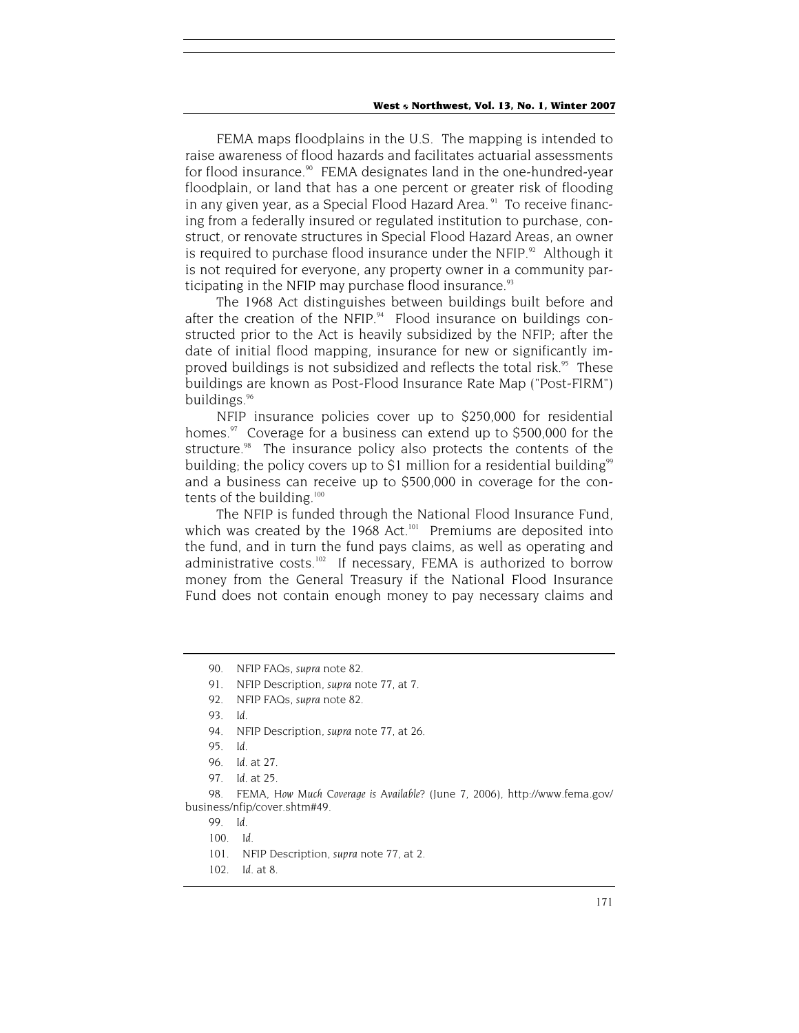FEMA maps floodplains in the U.S. The mapping is intended to raise awareness of flood hazards and facilitates actuarial assessments for flood insurance.[90] FEMA designates land in the one-hundred-year floodplain, or land that has a one percent or greater risk of flooding in any given year, as a Special Flood Hazard Area.[91] To receive financing from a federally insured or regulated institution to purchase, construct, or renovate structures in Special Flood Hazard Areas, an owner is required to purchase flood insurance under the NFIP.[92] Although it is not required for everyone, any property owner in a community participating in the NFIP may purchase flood insurance.[93]

The 1968 Act distinguishes between buildings built before and after the creation of the NFIP.[94] Flood insurance on buildings constructed prior to the Act is heavily subsidized by the NFIP; after the date of initial flood mapping, insurance for new or significantly improved buildings is not subsidized and reflects the total risk.[95] These buildings are known as Post-Flood Insurance Rate Map ("Post-FIRM") buildings.[96]

NFIP insurance policies cover up to $250,000 for residential homes.[97] Coverage for a business can extend up to $500,000 for the structure.[98] The insurance policy also protects the contents of the building; the policy covers up to $1 million for a residential building[99] and a business can receive up to $500,000 in coverage for the contents of the building.[100]

The NFIP is funded through the National Flood Insurance Fund, which was created by the 1968 Act.[101] Premiums are deposited into the fund, and in turn the fund pays claims, as well as operating and administrative costs.[102] If necessary, FEMA is authorized to borrow money from the General Treasury if the National Flood Insurance Fund does not contain enough money to pay necessary claims and

---

90. NFIP FAQs, *supra* note 82.

91. NFIP Description, *supra* note 77, at 7.

92. NFIP FAQs, *supra* note 82.

93. *Id.*

94. NFIP Description, *supra* note 77, at 26.

95. *Id.*

96. *Id.* at 27.

97. *Id.* at 25.

98. FEMA, *How Much Coverage is Available?* (June 7, 2006), http://www.fema.gov/business/nfip/cover.shtm#49.

99. *Id.*

100. *Id.*

101. NFIP Description, *supra* note 77, at 2.

102. *Id.* at 8.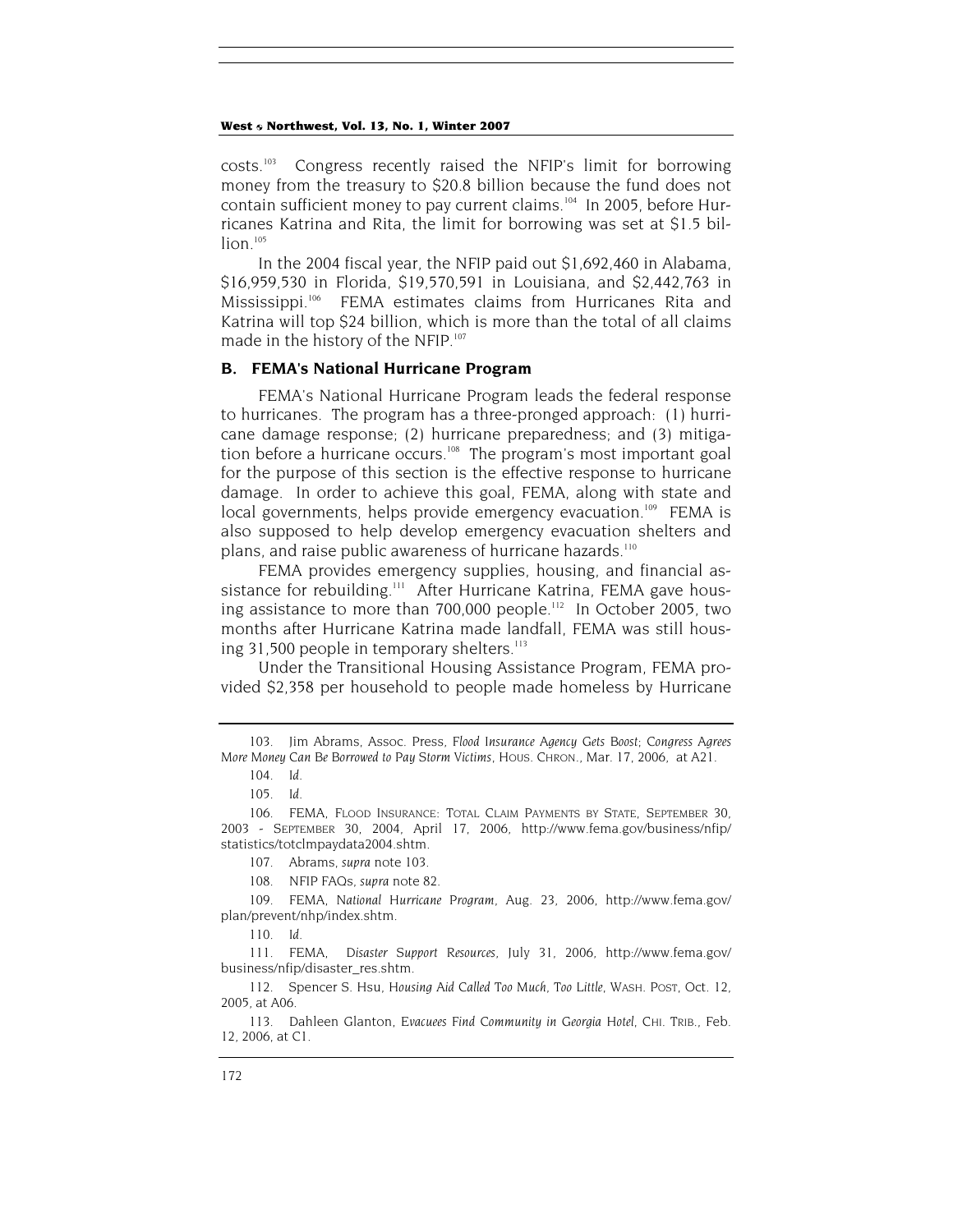costs.[103] Congress recently raised the NFIP's limit for borrowing money from the treasury to $20.8 billion because the fund does not contain sufficient money to pay current claims.[104] In 2005, before Hurricanes Katrina and Rita, the limit for borrowing was set at $1.5 billion.[105]

In the 2004 fiscal year, the NFIP paid out $1,692,460 in Alabama, $16,959,530 in Florida, $19,570,591 in Louisiana, and $2,442,763 in Mississippi.[106] FEMA estimates claims from Hurricanes Rita and Katrina will top $24 billion, which is more than the total of all claims made in the history of the NFIP.[107]

### B. FEMA's National Hurricane Program

FEMA's National Hurricane Program leads the federal response to hurricanes. The program has a three-pronged approach: (1) hurricane damage response; (2) hurricane preparedness; and (3) mitigation before a hurricane occurs.[108] The program's most important goal for the purpose of this section is the effective response to hurricane damage. In order to achieve this goal, FEMA, along with state and local governments, helps provide emergency evacuation.[109] FEMA is also supposed to help develop emergency evacuation shelters and plans, and raise public awareness of hurricane hazards.[110]

FEMA provides emergency supplies, housing, and financial assistance for rebuilding.[111] After Hurricane Katrina, FEMA gave housing assistance to more than 700,000 people.[112] In October 2005, two months after Hurricane Katrina made landfall, FEMA was still housing 31,500 people in temporary shelters.[113]

Under the Transitional Housing Assistance Program, FEMA provided $2,358 per household to people made homeless by Hurricane

---

103. Jim Abrams, Assoc. Press, *Flood Insurance Agency Gets Boost; Congress Agrees More Money Can Be Borrowed to Pay Storm Victims*, HOUS. CHRON., Mar. 17, 2006, at A21.

104. *Id.*

105. *Id.*

106. FEMA, FLOOD INSURANCE: TOTAL CLAIM PAYMENTS BY STATE, SEPTEMBER 30, 2003 - SEPTEMBER 30, 2004, April 17, 2006, http://www.fema.gov/business/nfip/statistics/totclmpaydata2004.shtm.

107. Abrams, *supra* note 103.

108. NFIP FAQs, *supra* note 82.

109. FEMA, *National Hurricane Program*, Aug. 23, 2006, http://www.fema.gov/plan/prevent/nhp/index.shtm.

110. *Id.*

111. FEMA, *Disaster Support Resources*, July 31, 2006, http://www.fema.gov/business/nfip/disaster_res.shtm.

112. Spencer S. Hsu, *Housing Aid Called Too Much, Too Little*, WASH. POST, Oct. 12, 2005, at A06.

113. Dahleen Glanton, *Evacuees Find Community in Georgia Hotel*, CHI. TRIB., Feb. 12, 2006, at C1.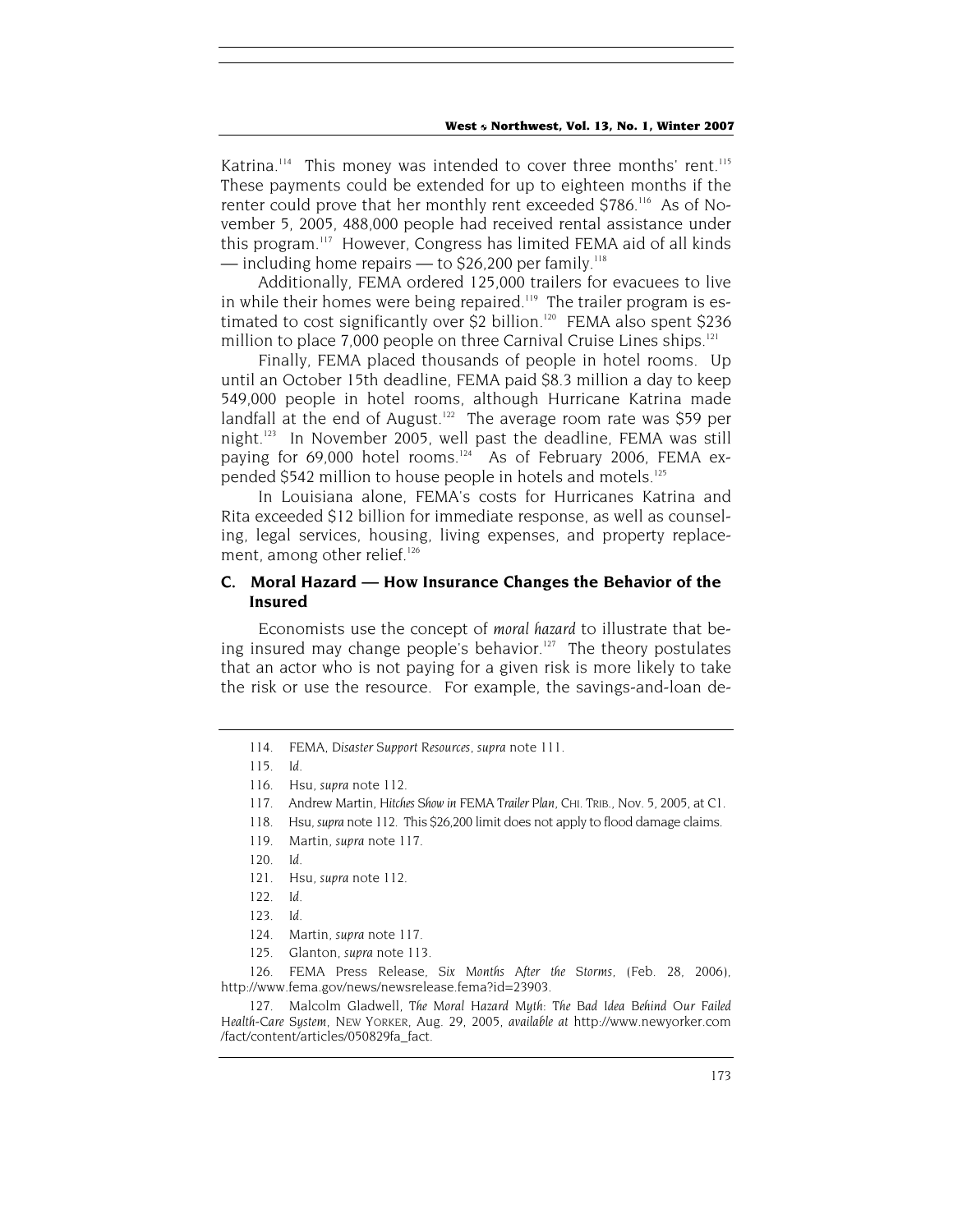Katrina.[114] This money was intended to cover three months' rent.[115] These payments could be extended for up to eighteen months if the renter could prove that her monthly rent exceeded $786.[116] As of November 5, 2005, 488,000 people had received rental assistance under this program.[117] However, Congress has limited FEMA aid of all kinds — including home repairs — to $26,200 per family.[118]

Additionally, FEMA ordered 125,000 trailers for evacuees to live in while their homes were being repaired.[119] The trailer program is estimated to cost significantly over $2 billion.[120] FEMA also spent $236 million to place 7,000 people on three Carnival Cruise Lines ships.[121]

Finally, FEMA placed thousands of people in hotel rooms. Up until an October 15th deadline, FEMA paid $8.3 million a day to keep 549,000 people in hotel rooms, although Hurricane Katrina made landfall at the end of August.[122] The average room rate was $59 per night.[123] In November 2005, well past the deadline, FEMA was still paying for 69,000 hotel rooms.[124] As of February 2006, FEMA expended $542 million to house people in hotels and motels.[125]

In Louisiana alone, FEMA's costs for Hurricanes Katrina and Rita exceeded $12 billion for immediate response, as well as counseling, legal services, housing, living expenses, and property replacement, among other relief.[126]

### C. Moral Hazard — How Insurance Changes the Behavior of the Insured

Economists use the concept of *moral hazard* to illustrate that being insured may change people's behavior.[127] The theory postulates that an actor who is not paying for a given risk is more likely to take the risk or use the resource. For example, the savings-and-loan de-

---

114. FEMA, *Disaster Support Resources*, *supra* note 111.

115. *Id.*

116. Hsu, *supra* note 112.

117. Andrew Martin, *Hitches Show in FEMA Trailer Plan*, CHI. TRIB., Nov. 5, 2005, at C1.

118. Hsu, *supra* note 112. This $26,200 limit does not apply to flood damage claims.

119. Martin, *supra* note 117.

120. *Id.*

121. Hsu, *supra* note 112.

122. *Id.*

123. *Id.*

124. Martin, *supra* note 117.

125. Glanton, *supra* note 113.

126. FEMA Press Release, *Six Months After the Storms*, (Feb. 28, 2006), http://www.fema.gov/news/newsrelease.fema?id=23903.

127. Malcolm Gladwell, *The Moral Hazard Myth: The Bad Idea Behind Our Failed Health-Care System*, NEW YORKER, Aug. 29, 2005, *available at* http://www.newyorker.com/fact/content/articles/050829fa_fact.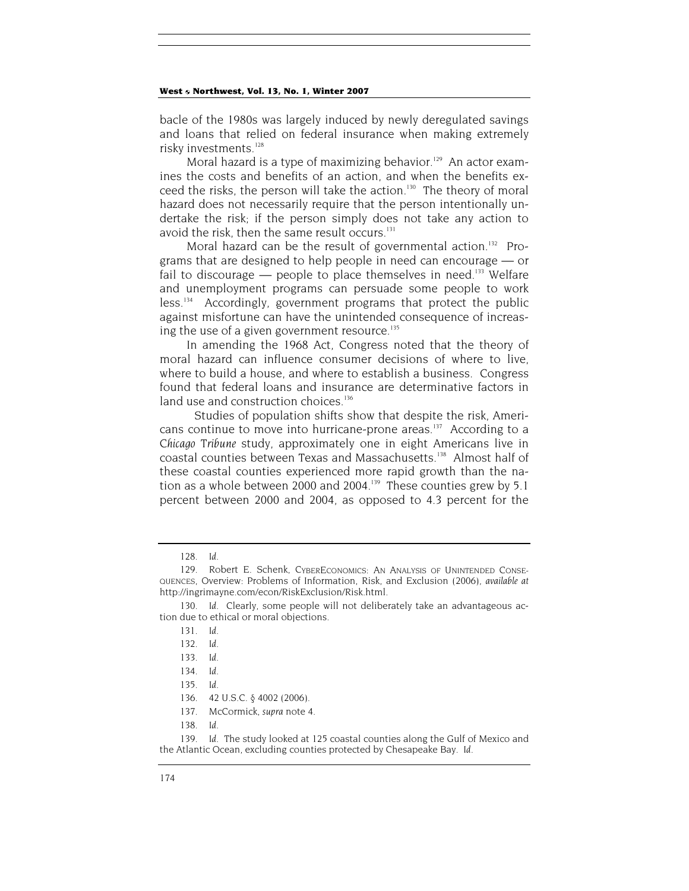bacle of the 1980s was largely induced by newly deregulated savings and loans that relied on federal insurance when making extremely risky investments.[128]

Moral hazard is a type of maximizing behavior.[129] An actor examines the costs and benefits of an action, and when the benefits exceed the risks, the person will take the action.[130] The theory of moral hazard does not necessarily require that the person intentionally undertake the risk; if the person simply does not take any action to avoid the risk, then the same result occurs.[131]

Moral hazard can be the result of governmental action.[132] Programs that are designed to help people in need can encourage — or fail to discourage — people to place themselves in need.[133] Welfare and unemployment programs can persuade some people to work less.[134] Accordingly, government programs that protect the public against misfortune can have the unintended consequence of increasing the use of a given government resource.[135]

In amending the 1968 Act, Congress noted that the theory of moral hazard can influence consumer decisions of where to live, where to build a house, and where to establish a business. Congress found that federal loans and insurance are determinative factors in land use and construction choices.[136]

Studies of population shifts show that despite the risk, Americans continue to move into hurricane-prone areas.[137] According to a *Chicago Tribune* study, approximately one in eight Americans live in coastal counties between Texas and Massachusetts.[138] Almost half of these coastal counties experienced more rapid growth than the nation as a whole between 2000 and 2004.[139] These counties grew by 5.1 percent between 2000 and 2004, as opposed to 4.3 percent for the

---

128. *Id.*

129. Robert E. Schenk, CYBERECONOMICS: AN ANALYSIS OF UNINTENDED CONSEQUENCES, Overview: Problems of Information, Risk, and Exclusion (2006), *available at* http://ingrimayne.com/econ/RiskExclusion/Risk.html.

130. *Id.* Clearly, some people will not deliberately take an advantageous action due to ethical or moral objections.

131. *Id.*

132. *Id.*

133. *Id.*

134. *Id.*

135. *Id.*

136. 42 U.S.C. § 4002 (2006).

137. McCormick, *supra* note 4.

138. *Id.*

139. *Id.* The study looked at 125 coastal counties along the Gulf of Mexico and the Atlantic Ocean, excluding counties protected by Chesapeake Bay. *Id.*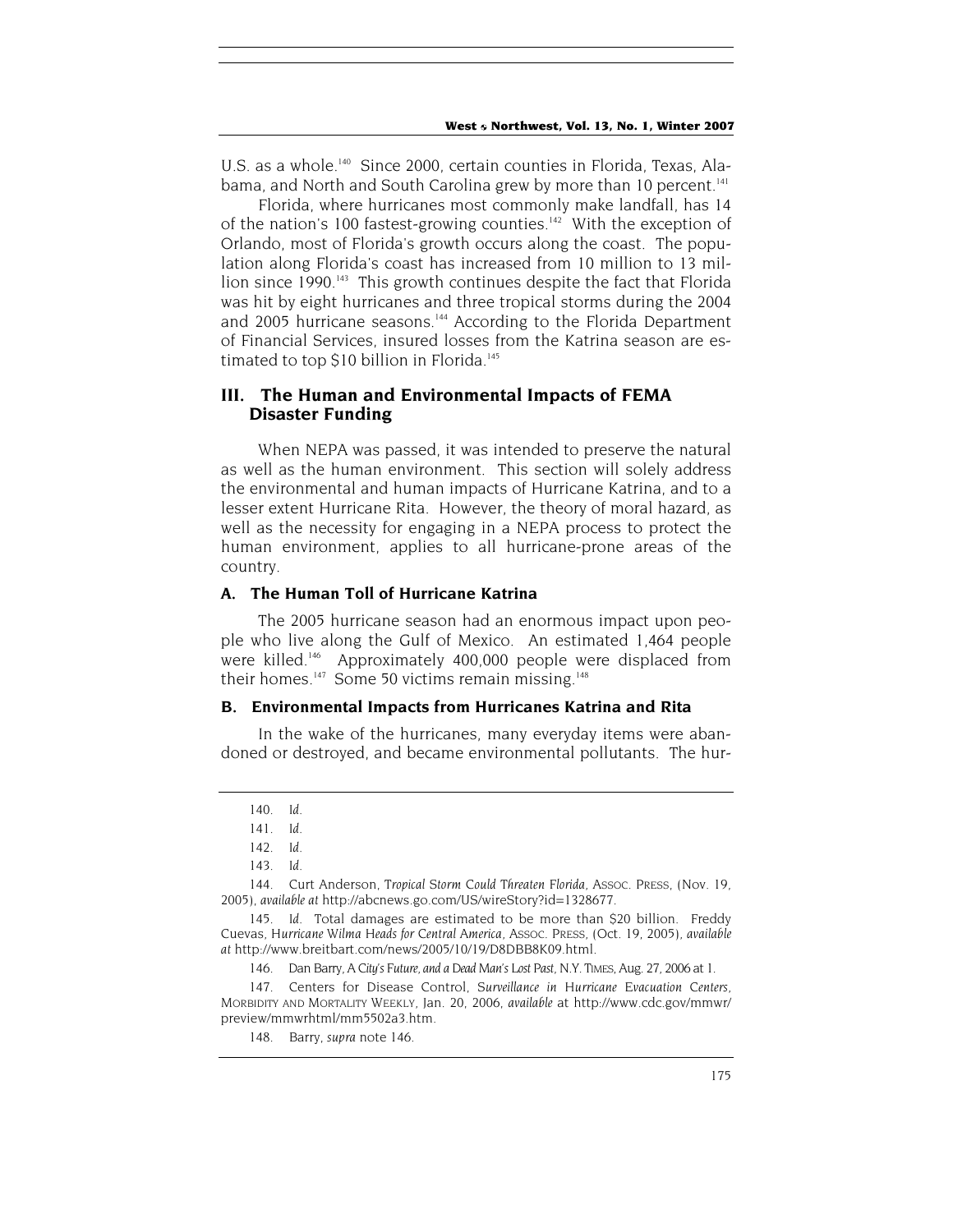U.S. as a whole.[140] Since 2000, certain counties in Florida, Texas, Alabama, and North and South Carolina grew by more than 10 percent.[141]

Florida, where hurricanes most commonly make landfall, has 14 of the nation's 100 fastest-growing counties.[142] With the exception of Orlando, most of Florida's growth occurs along the coast. The population along Florida's coast has increased from 10 million to 13 million since 1990.[143] This growth continues despite the fact that Florida was hit by eight hurricanes and three tropical storms during the 2004 and 2005 hurricane seasons.[144] According to the Florida Department of Financial Services, insured losses from the Katrina season are estimated to top $10 billion in Florida.[145]

## III. The Human and Environmental Impacts of FEMA Disaster Funding

When NEPA was passed, it was intended to preserve the natural as well as the human environment. This section will solely address the environmental and human impacts of Hurricane Katrina, and to a lesser extent Hurricane Rita. However, the theory of moral hazard, as well as the necessity for engaging in a NEPA process to protect the human environment, applies to all hurricane-prone areas of the country.

### A. The Human Toll of Hurricane Katrina

The 2005 hurricane season had an enormous impact upon people who live along the Gulf of Mexico. An estimated 1,464 people were killed.[146] Approximately 400,000 people were displaced from their homes.[147] Some 50 victims remain missing.[148]

### B. Environmental Impacts from Hurricanes Katrina and Rita

In the wake of the hurricanes, many everyday items were abandoned or destroyed, and became environmental pollutants. The hur-

---

140. *Id.*

141. *Id.*

142. *Id.*

143. *Id.*

144. Curt Anderson, *Tropical Storm Could Threaten Florida*, ASSOC. PRESS, (Nov. 19, 2005), *available at* http://abcnews.go.com/US/wireStory?id=1328677.

145. *Id.* Total damages are estimated to be more than $20 billion. Freddy Cuevas, *Hurricane Wilma Heads for Central America*, ASSOC. PRESS, (Oct. 19, 2005), *available at* http://www.breitbart.com/news/2005/10/19/D8DBB8K09.html.

146. Dan Barry, *A City's Future, and a Dead Man's Lost Past*, N.Y. TIMES, Aug. 27, 2006 at 1.

147. Centers for Disease Control, *Surveillance in Hurricane Evacuation Centers*, MORBIDITY AND MORTALITY WEEKLY, Jan. 20, 2006, *available* at http://www.cdc.gov/mmwr/preview/mmwrhtml/mm5502a3.htm.

148. Barry, *supra* note 146.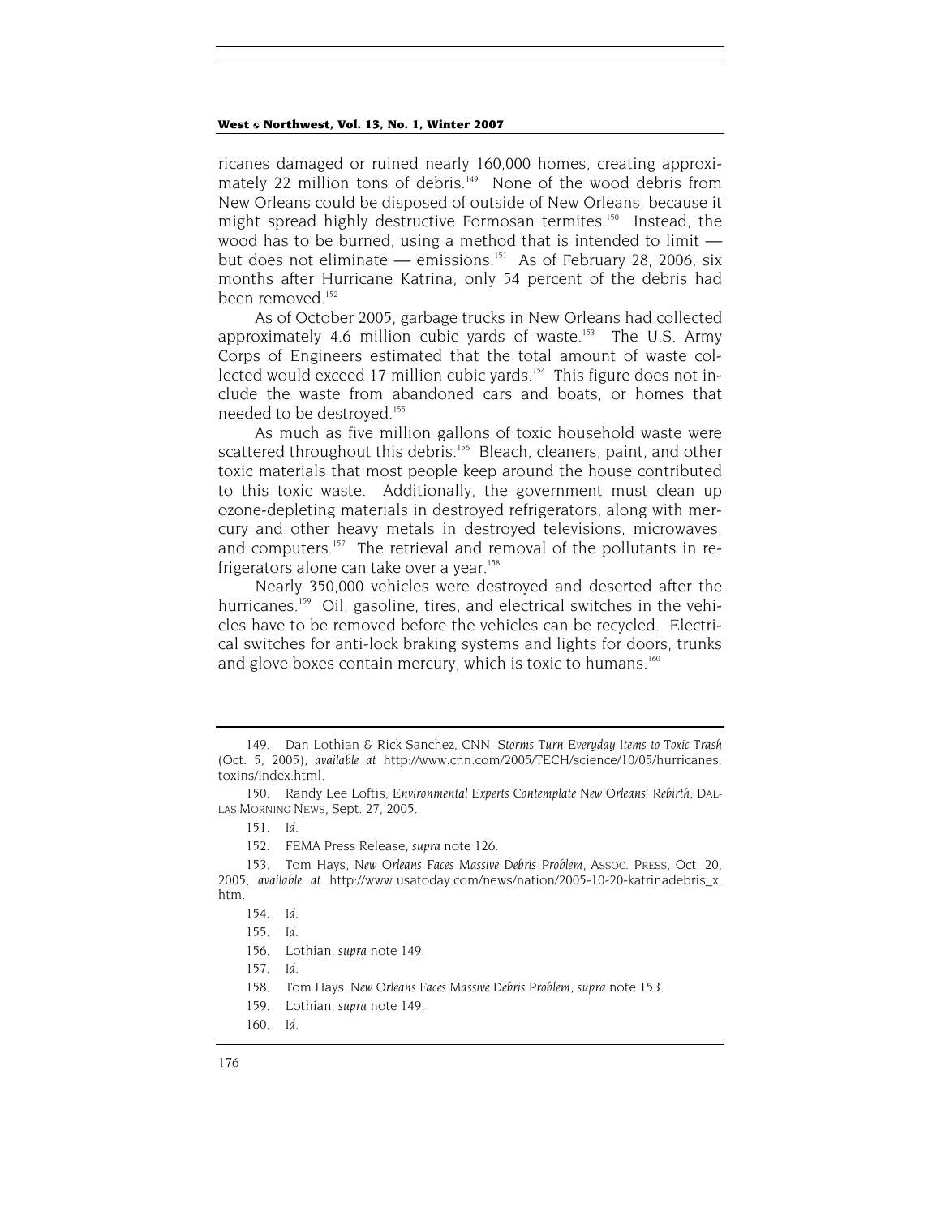ricanes damaged or ruined nearly 160,000 homes, creating approximately 22 million tons of debris.[149] None of the wood debris from New Orleans could be disposed of outside of New Orleans, because it might spread highly destructive Formosan termites.[150] Instead, the wood has to be burned, using a method that is intended to limit — but does not eliminate — emissions.[151] As of February 28, 2006, six months after Hurricane Katrina, only 54 percent of the debris had been removed.[152]

As of October 2005, garbage trucks in New Orleans had collected approximately 4.6 million cubic yards of waste.[153] The U.S. Army Corps of Engineers estimated that the total amount of waste collected would exceed 17 million cubic yards.[154] This figure does not include the waste from abandoned cars and boats, or homes that needed to be destroyed.[155]

As much as five million gallons of toxic household waste were scattered throughout this debris.[156] Bleach, cleaners, paint, and other toxic materials that most people keep around the house contributed to this toxic waste. Additionally, the government must clean up ozone-depleting materials in destroyed refrigerators, along with mercury and other heavy metals in destroyed televisions, microwaves, and computers.[157] The retrieval and removal of the pollutants in refrigerators alone can take over a year.[158]

Nearly 350,000 vehicles were destroyed and deserted after the hurricanes.[159] Oil, gasoline, tires, and electrical switches in the vehicles have to be removed before the vehicles can be recycled. Electrical switches for anti-lock braking systems and lights for doors, trunks and glove boxes contain mercury, which is toxic to humans.[160]

---

149. Dan Lothian & Rick Sanchez, CNN, *Storms Turn Everyday Items to Toxic Trash* (Oct. 5, 2005), *available at* http://www.cnn.com/2005/TECH/science/10/05/hurricanes.toxins/index.html.

150. Randy Lee Loftis, *Environmental Experts Contemplate New Orleans' Rebirth*, DALLAS MORNING NEWS, Sept. 27, 2005.

151. *Id.*

152. FEMA Press Release, *supra* note 126.

153. Tom Hays, *New Orleans Faces Massive Debris Problem*, ASSOC. PRESS, Oct. 20, 2005, *available at* http://www.usatoday.com/news/nation/2005-10-20-katrinadebris_x.htm.

154. *Id.*

155. *Id.*

156. Lothian, *supra* note 149.

157. *Id.*

158. Tom Hays, *New Orleans Faces Massive Debris Problem*, *supra* note 153.

159. Lothian, *supra* note 149.

160. *Id.*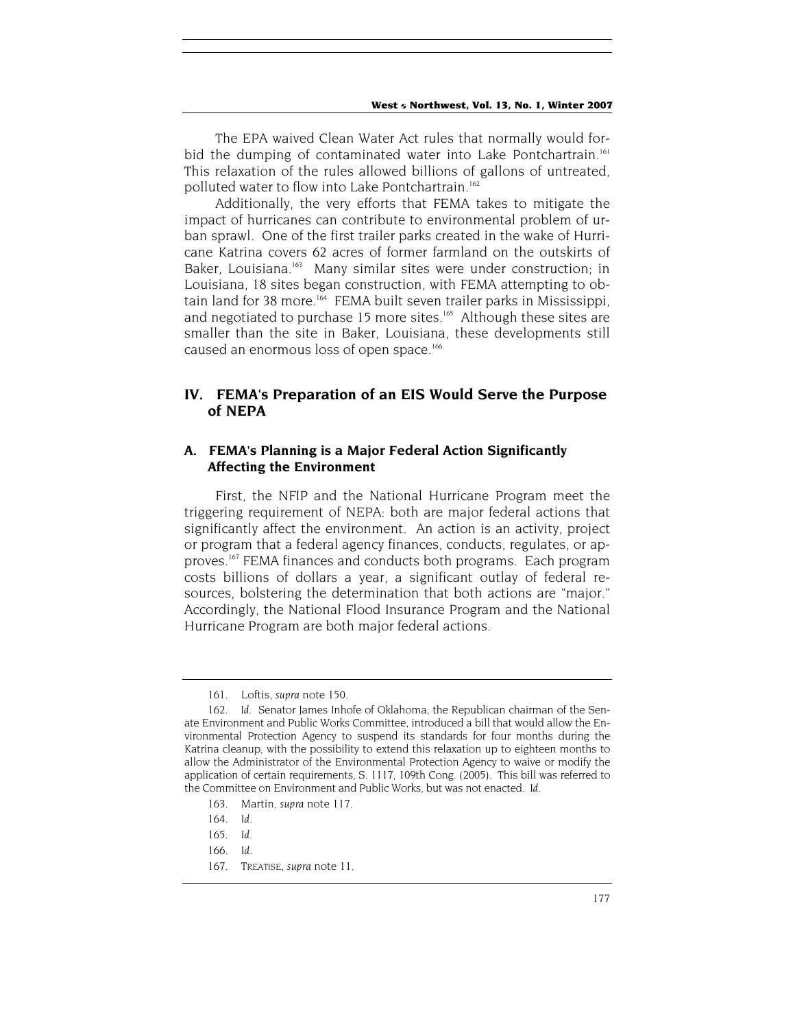The EPA waived Clean Water Act rules that normally would forbid the dumping of contaminated water into Lake Pontchartrain.[161] This relaxation of the rules allowed billions of gallons of untreated, polluted water to flow into Lake Pontchartrain.[162]

Additionally, the very efforts that FEMA takes to mitigate the impact of hurricanes can contribute to environmental problem of urban sprawl. One of the first trailer parks created in the wake of Hurricane Katrina covers 62 acres of former farmland on the outskirts of Baker, Louisiana.[163] Many similar sites were under construction; in Louisiana, 18 sites began construction, with FEMA attempting to obtain land for 38 more.[164] FEMA built seven trailer parks in Mississippi, and negotiated to purchase 15 more sites.[165] Although these sites are smaller than the site in Baker, Louisiana, these developments still caused an enormous loss of open space.[166]

## IV. FEMA's Preparation of an EIS Would Serve the Purpose of NEPA

### A. FEMA's Planning is a Major Federal Action Significantly Affecting the Environment

First, the NFIP and the National Hurricane Program meet the triggering requirement of NEPA: both are major federal actions that significantly affect the environment. An action is an activity, project or program that a federal agency finances, conducts, regulates, or approves.[167] FEMA finances and conducts both programs. Each program costs billions of dollars a year, a significant outlay of federal resources, bolstering the determination that both actions are "major." Accordingly, the National Flood Insurance Program and the National Hurricane Program are both major federal actions.

---

161. Loftis, *supra* note 150.

162. *Id.* Senator James Inhofe of Oklahoma, the Republican chairman of the Senate Environment and Public Works Committee, introduced a bill that would allow the Environmental Protection Agency to suspend its standards for four months during the Katrina cleanup, with the possibility to extend this relaxation up to eighteen months to allow the Administrator of the Environmental Protection Agency to waive or modify the application of certain requirements, S. 1117, 109th Cong. (2005). This bill was referred to the Committee on Environment and Public Works, but was not enacted. *Id.*

163. Martin, *supra* note 117.

164. *Id.*

165. *Id.*

166. *Id.*

167. TREATISE, *supra* note 11.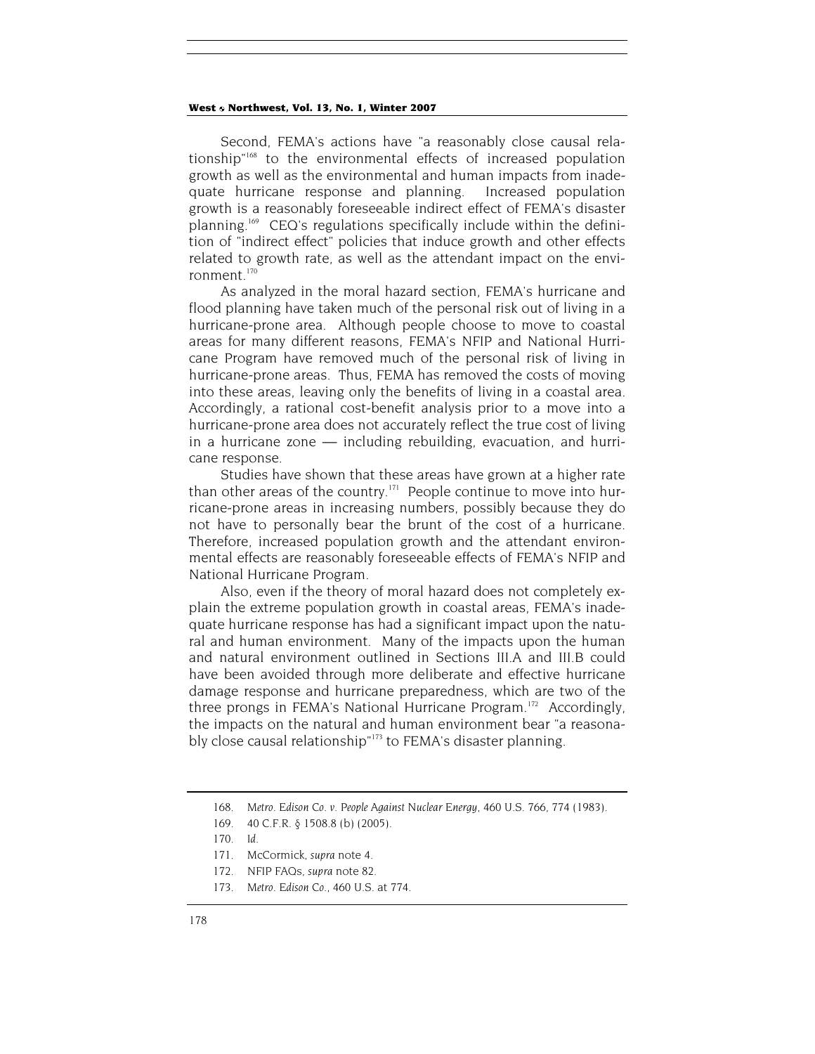Second, FEMA's actions have "a reasonably close causal relationship"[168] to the environmental effects of increased population growth as well as the environmental and human impacts from inadequate hurricane response and planning. Increased population growth is a reasonably foreseeable indirect effect of FEMA's disaster planning.[169] CEQ's regulations specifically include within the definition of "indirect effect" policies that induce growth and other effects related to growth rate, as well as the attendant impact on the environment.[170]

As analyzed in the moral hazard section, FEMA's hurricane and flood planning have taken much of the personal risk out of living in a hurricane-prone area. Although people choose to move to coastal areas for many different reasons, FEMA's NFIP and National Hurricane Program have removed much of the personal risk of living in hurricane-prone areas. Thus, FEMA has removed the costs of moving into these areas, leaving only the benefits of living in a coastal area. Accordingly, a rational cost-benefit analysis prior to a move into a hurricane-prone area does not accurately reflect the true cost of living in a hurricane zone — including rebuilding, evacuation, and hurricane response.

Studies have shown that these areas have grown at a higher rate than other areas of the country.[171] People continue to move into hurricane-prone areas in increasing numbers, possibly because they do not have to personally bear the brunt of the cost of a hurricane. Therefore, increased population growth and the attendant environmental effects are reasonably foreseeable effects of FEMA's NFIP and National Hurricane Program.

Also, even if the theory of moral hazard does not completely explain the extreme population growth in coastal areas, FEMA's inadequate hurricane response has had a significant impact upon the natural and human environment. Many of the impacts upon the human and natural environment outlined in Sections III.A and III.B could have been avoided through more deliberate and effective hurricane damage response and hurricane preparedness, which are two of the three prongs in FEMA's National Hurricane Program.[172] Accordingly, the impacts on the natural and human environment bear "a reasonably close causal relationship"[173] to FEMA's disaster planning.

---

168. *Metro. Edison Co. v. People Against Nuclear Energy*, 460 U.S. 766, 774 (1983).

169. 40 C.F.R. § 1508.8 (b) (2005).

170. *Id.*

171. McCormick, *supra* note 4.

172. NFIP FAQs, *supra* note 82.

173. *Metro. Edison Co.*, 460 U.S. at 774.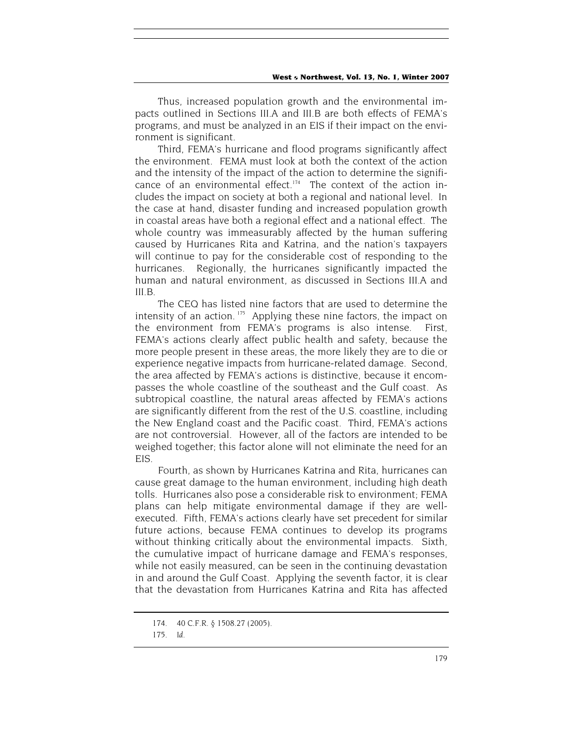Thus, increased population growth and the environmental impacts outlined in Sections III.A and III.B are both effects of FEMA's programs, and must be analyzed in an EIS if their impact on the environment is significant.

Third, FEMA's hurricane and flood programs significantly affect the environment. FEMA must look at both the context of the action and the intensity of the impact of the action to determine the significance of an environmental effect.[174] The context of the action includes the impact on society at both a regional and national level. In the case at hand, disaster funding and increased population growth in coastal areas have both a regional effect and a national effect. The whole country was immeasurably affected by the human suffering caused by Hurricanes Rita and Katrina, and the nation's taxpayers will continue to pay for the considerable cost of responding to the hurricanes. Regionally, the hurricanes significantly impacted the human and natural environment, as discussed in Sections III.A and III.B.

The CEQ has listed nine factors that are used to determine the intensity of an action.[175] Applying these nine factors, the impact on the environment from FEMA's programs is also intense. First, FEMA's actions clearly affect public health and safety, because the more people present in these areas, the more likely they are to die or experience negative impacts from hurricane-related damage. Second, the area affected by FEMA's actions is distinctive, because it encompasses the whole coastline of the southeast and the Gulf coast. As subtropical coastline, the natural areas affected by FEMA's actions are significantly different from the rest of the U.S. coastline, including the New England coast and the Pacific coast. Third, FEMA's actions are not controversial. However, all of the factors are intended to be weighed together; this factor alone will not eliminate the need for an EIS.

Fourth, as shown by Hurricanes Katrina and Rita, hurricanes can cause great damage to the human environment, including high death tolls. Hurricanes also pose a considerable risk to environment; FEMA plans can help mitigate environmental damage if they are well-executed. Fifth, FEMA's actions clearly have set precedent for similar future actions, because FEMA continues to develop its programs without thinking critically about the environmental impacts. Sixth, the cumulative impact of hurricane damage and FEMA's responses, while not easily measured, can be seen in the continuing devastation in and around the Gulf Coast. Applying the seventh factor, it is clear that the devastation from Hurricanes Katrina and Rita has affected

174. 40 C.F.R. § 1508.27 (2005).

175. *Id.*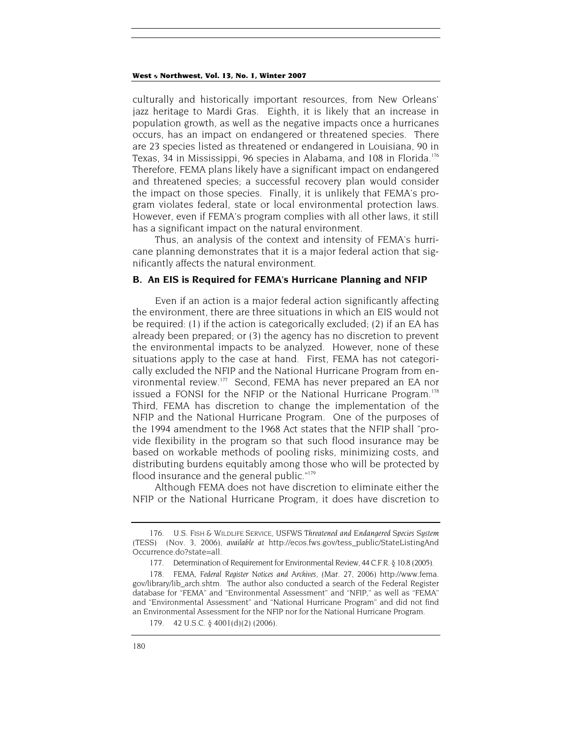culturally and historically important resources, from New Orleans' jazz heritage to Mardi Gras. Eighth, it is likely that an increase in population growth, as well as the negative impacts once a hurricanes occurs, has an impact on endangered or threatened species. There are 23 species listed as threatened or endangered in Louisiana, 90 in Texas, 34 in Mississippi, 96 species in Alabama, and 108 in Florida.[176] Therefore, FEMA plans likely have a significant impact on endangered and threatened species; a successful recovery plan would consider the impact on those species. Finally, it is unlikely that FEMA's program violates federal, state or local environmental protection laws. However, even if FEMA's program complies with all other laws, it still has a significant impact on the natural environment.

Thus, an analysis of the context and intensity of FEMA's hurricane planning demonstrates that it is a major federal action that significantly affects the natural environment.

### B. An EIS is Required for FEMA's Hurricane Planning and NFIP

Even if an action is a major federal action significantly affecting the environment, there are three situations in which an EIS would not be required: (1) if the action is categorically excluded; (2) if an EA has already been prepared; or (3) the agency has no discretion to prevent the environmental impacts to be analyzed. However, none of these situations apply to the case at hand. First, FEMA has not categorically excluded the NFIP and the National Hurricane Program from environmental review.[177] Second, FEMA has never prepared an EA nor issued a FONSI for the NFIP or the National Hurricane Program.[178] Third, FEMA has discretion to change the implementation of the NFIP and the National Hurricane Program. One of the purposes of the 1994 amendment to the 1968 Act states that the NFIP shall "provide flexibility in the program so that such flood insurance may be based on workable methods of pooling risks, minimizing costs, and distributing burdens equitably among those who will be protected by flood insurance and the general public."[179]

Although FEMA does not have discretion to eliminate either the NFIP or the National Hurricane Program, it does have discretion to

---

176. U.S. FISH & WILDLIFE SERVICE, USFWS *Threatened and Endangered Species System* (TESS) (Nov. 3, 2006), *available at* http://ecos.fws.gov/tess_public/StateListingAndOccurrence.do?state=all.

177. Determination of Requirement for Environmental Review, 44 C.F.R. § 10.8 (2005).

178. FEMA, *Federal Register Notices and Archives*, (Mar. 27, 2006) http://www.fema.gov/library/lib_arch.shtm. The author also conducted a search of the Federal Register database for "FEMA" and "Environmental Assessment" and "NFIP," as well as "FEMA" and "Environmental Assessment" and "National Hurricane Program" and did not find an Environmental Assessment for the NFIP nor for the National Hurricane Program.

179. 42 U.S.C. § 4001(d)(2) (2006).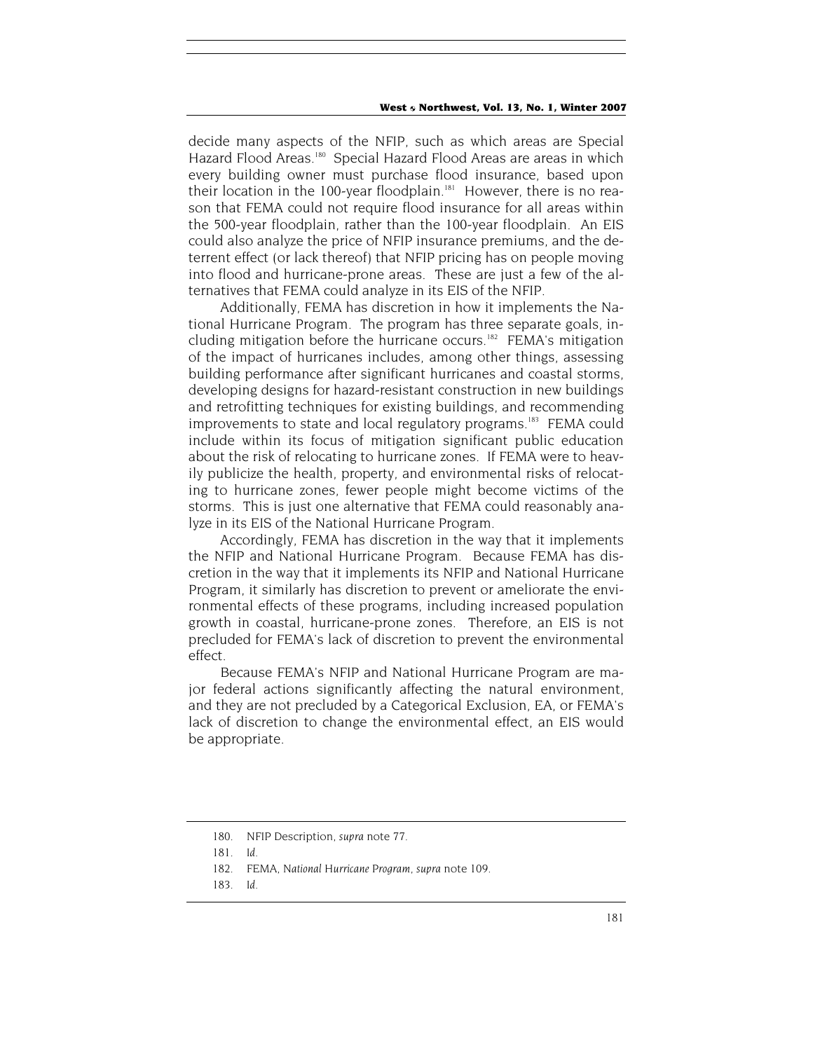decide many aspects of the NFIP, such as which areas are Special Hazard Flood Areas.[180] Special Hazard Flood Areas are areas in which every building owner must purchase flood insurance, based upon their location in the 100-year floodplain.[181] However, there is no reason that FEMA could not require flood insurance for all areas within the 500-year floodplain, rather than the 100-year floodplain. An EIS could also analyze the price of NFIP insurance premiums, and the deterrent effect (or lack thereof) that NFIP pricing has on people moving into flood and hurricane-prone areas. These are just a few of the alternatives that FEMA could analyze in its EIS of the NFIP.

Additionally, FEMA has discretion in how it implements the National Hurricane Program. The program has three separate goals, including mitigation before the hurricane occurs.[182] FEMA's mitigation of the impact of hurricanes includes, among other things, assessing building performance after significant hurricanes and coastal storms, developing designs for hazard-resistant construction in new buildings and retrofitting techniques for existing buildings, and recommending improvements to state and local regulatory programs.[183] FEMA could include within its focus of mitigation significant public education about the risk of relocating to hurricane zones. If FEMA were to heavily publicize the health, property, and environmental risks of relocating to hurricane zones, fewer people might become victims of the storms. This is just one alternative that FEMA could reasonably analyze in its EIS of the National Hurricane Program.

Accordingly, FEMA has discretion in the way that it implements the NFIP and National Hurricane Program. Because FEMA has discretion in the way that it implements its NFIP and National Hurricane Program, it similarly has discretion to prevent or ameliorate the environmental effects of these programs, including increased population growth in coastal, hurricane-prone zones. Therefore, an EIS is not precluded for FEMA's lack of discretion to prevent the environmental effect.

Because FEMA's NFIP and National Hurricane Program are major federal actions significantly affecting the natural environment, and they are not precluded by a Categorical Exclusion, EA, or FEMA's lack of discretion to change the environmental effect, an EIS would be appropriate.

---

180. NFIP Description, *supra* note 77.

181. *Id.*

182. FEMA, *National Hurricane Program*, *supra* note 109.

183. *Id.*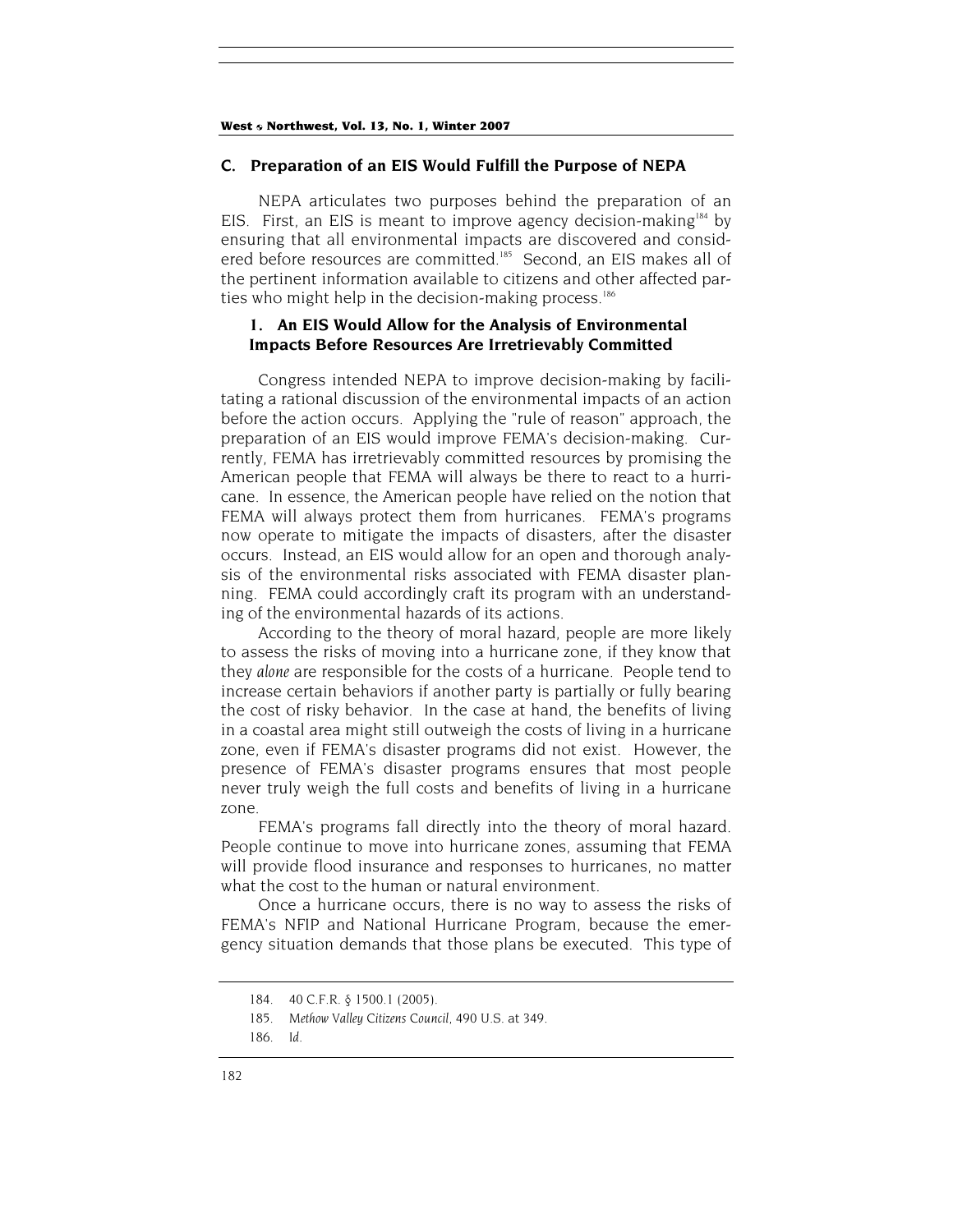### C. Preparation of an EIS Would Fulfill the Purpose of NEPA

NEPA articulates two purposes behind the preparation of an EIS. First, an EIS is meant to improve agency decision-making[184] by ensuring that all environmental impacts are discovered and considered before resources are committed.[185] Second, an EIS makes all of the pertinent information available to citizens and other affected parties who might help in the decision-making process.[186]

#### 1. An EIS Would Allow for the Analysis of Environmental Impacts Before Resources Are Irretrievably Committed

Congress intended NEPA to improve decision-making by facilitating a rational discussion of the environmental impacts of an action before the action occurs. Applying the "rule of reason" approach, the preparation of an EIS would improve FEMA's decision-making. Currently, FEMA has irretrievably committed resources by promising the American people that FEMA will always be there to react to a hurricane. In essence, the American people have relied on the notion that FEMA will always protect them from hurricanes. FEMA's programs now operate to mitigate the impacts of disasters, after the disaster occurs. Instead, an EIS would allow for an open and thorough analysis of the environmental risks associated with FEMA disaster planning. FEMA could accordingly craft its program with an understanding of the environmental hazards of its actions.

According to the theory of moral hazard, people are more likely to assess the risks of moving into a hurricane zone, if they know that they *alone* are responsible for the costs of a hurricane. People tend to increase certain behaviors if another party is partially or fully bearing the cost of risky behavior. In the case at hand, the benefits of living in a coastal area might still outweigh the costs of living in a hurricane zone, even if FEMA's disaster programs did not exist. However, the presence of FEMA's disaster programs ensures that most people never truly weigh the full costs and benefits of living in a hurricane zone.

FEMA's programs fall directly into the theory of moral hazard. People continue to move into hurricane zones, assuming that FEMA will provide flood insurance and responses to hurricanes, no matter what the cost to the human or natural environment.

Once a hurricane occurs, there is no way to assess the risks of FEMA's NFIP and National Hurricane Program, because the emergency situation demands that those plans be executed. This type of

---

184. 40 C.F.R. § 1500.1 (2005).

185. *Methow Valley Citizens Council*, 490 U.S. at 349.

186. *Id.*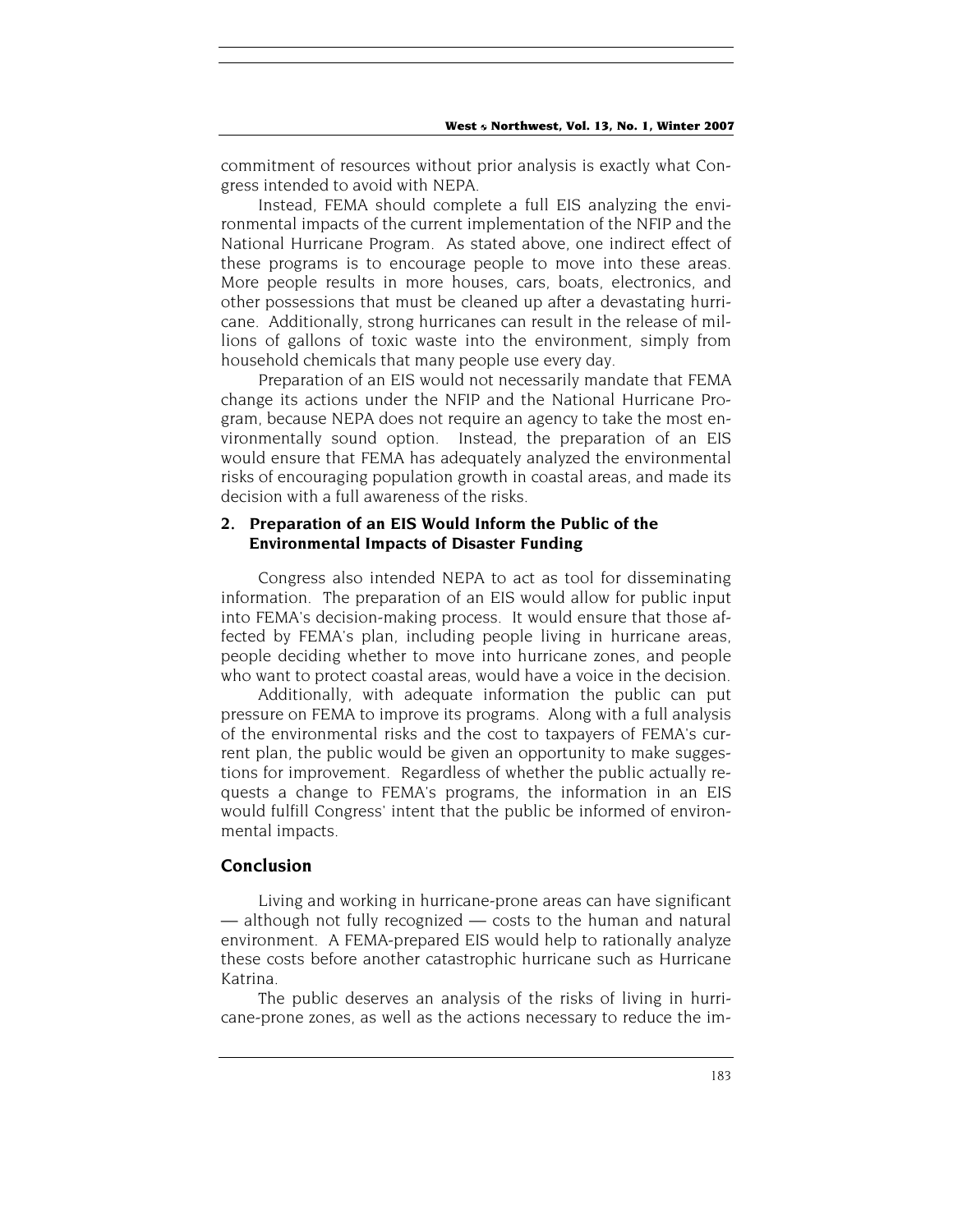commitment of resources without prior analysis is exactly what Congress intended to avoid with NEPA.

Instead, FEMA should complete a full EIS analyzing the environmental impacts of the current implementation of the NFIP and the National Hurricane Program. As stated above, one indirect effect of these programs is to encourage people to move into these areas. More people results in more houses, cars, boats, electronics, and other possessions that must be cleaned up after a devastating hurricane. Additionally, strong hurricanes can result in the release of millions of gallons of toxic waste into the environment, simply from household chemicals that many people use every day.

Preparation of an EIS would not necessarily mandate that FEMA change its actions under the NFIP and the National Hurricane Program, because NEPA does not require an agency to take the most environmentally sound option. Instead, the preparation of an EIS would ensure that FEMA has adequately analyzed the environmental risks of encouraging population growth in coastal areas, and made its decision with a full awareness of the risks.

### 2. Preparation of an EIS Would Inform the Public of the Environmental Impacts of Disaster Funding

Congress also intended NEPA to act as tool for disseminating information. The preparation of an EIS would allow for public input into FEMA's decision-making process. It would ensure that those affected by FEMA's plan, including people living in hurricane areas, people deciding whether to move into hurricane zones, and people who want to protect coastal areas, would have a voice in the decision.

Additionally, with adequate information the public can put pressure on FEMA to improve its programs. Along with a full analysis of the environmental risks and the cost to taxpayers of FEMA's current plan, the public would be given an opportunity to make suggestions for improvement. Regardless of whether the public actually requests a change to FEMA's programs, the information in an EIS would fulfill Congress' intent that the public be informed of environmental impacts.

## Conclusion

Living and working in hurricane-prone areas can have significant — although not fully recognized — costs to the human and natural environment. A FEMA-prepared EIS would help to rationally analyze these costs before another catastrophic hurricane such as Hurricane Katrina.

The public deserves an analysis of the risks of living in hurricane-prone zones, as well as the actions necessary to reduce the im-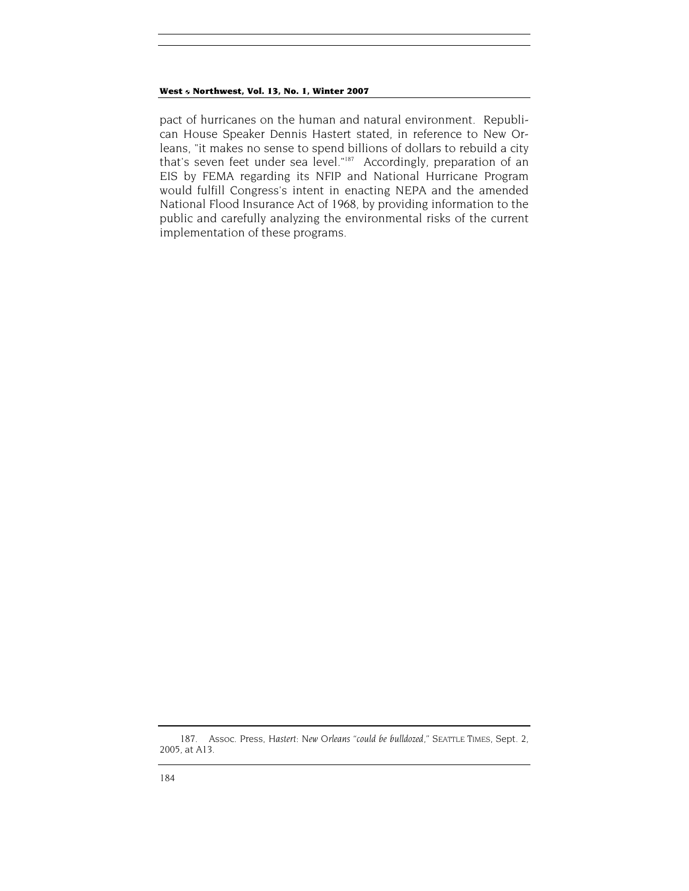pact of hurricanes on the human and natural environment. Republican House Speaker Dennis Hastert stated, in reference to New Orleans, "it makes no sense to spend billions of dollars to rebuild a city that's seven feet under sea level."[187] Accordingly, preparation of an EIS by FEMA regarding its NFIP and National Hurricane Program would fulfill Congress's intent in enacting NEPA and the amended National Flood Insurance Act of 1968, by providing information to the public and carefully analyzing the environmental risks of the current implementation of these programs.

---

187. Assoc. Press, *Hastert: New Orleans "could be bulldozed,"* SEATTLE TIMES, Sept. 2, 2005, at A13.